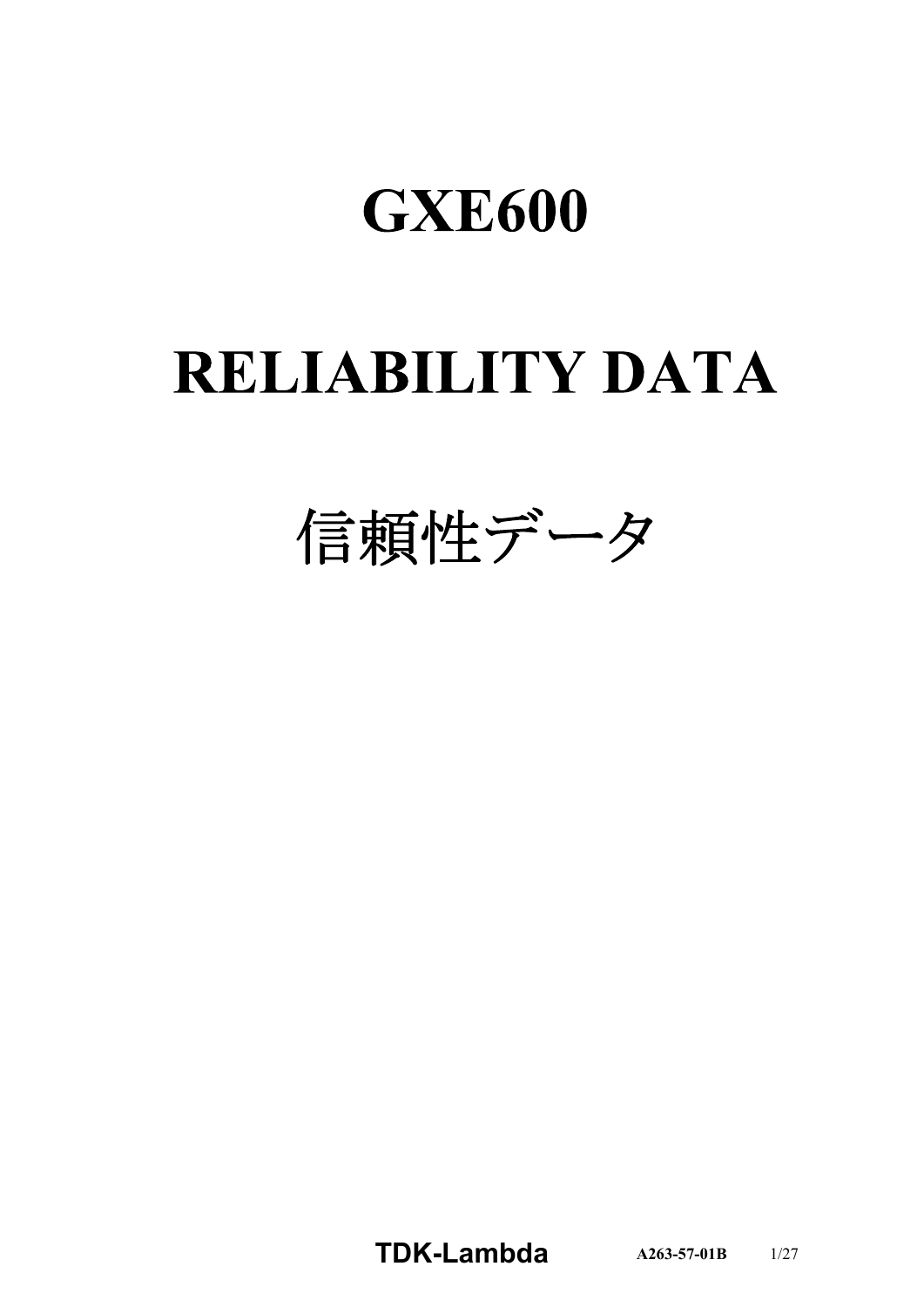# GXE600

# RELIABILITY DATA

# 信頼性データ

**TDK-Lambda** **A263-57-01B**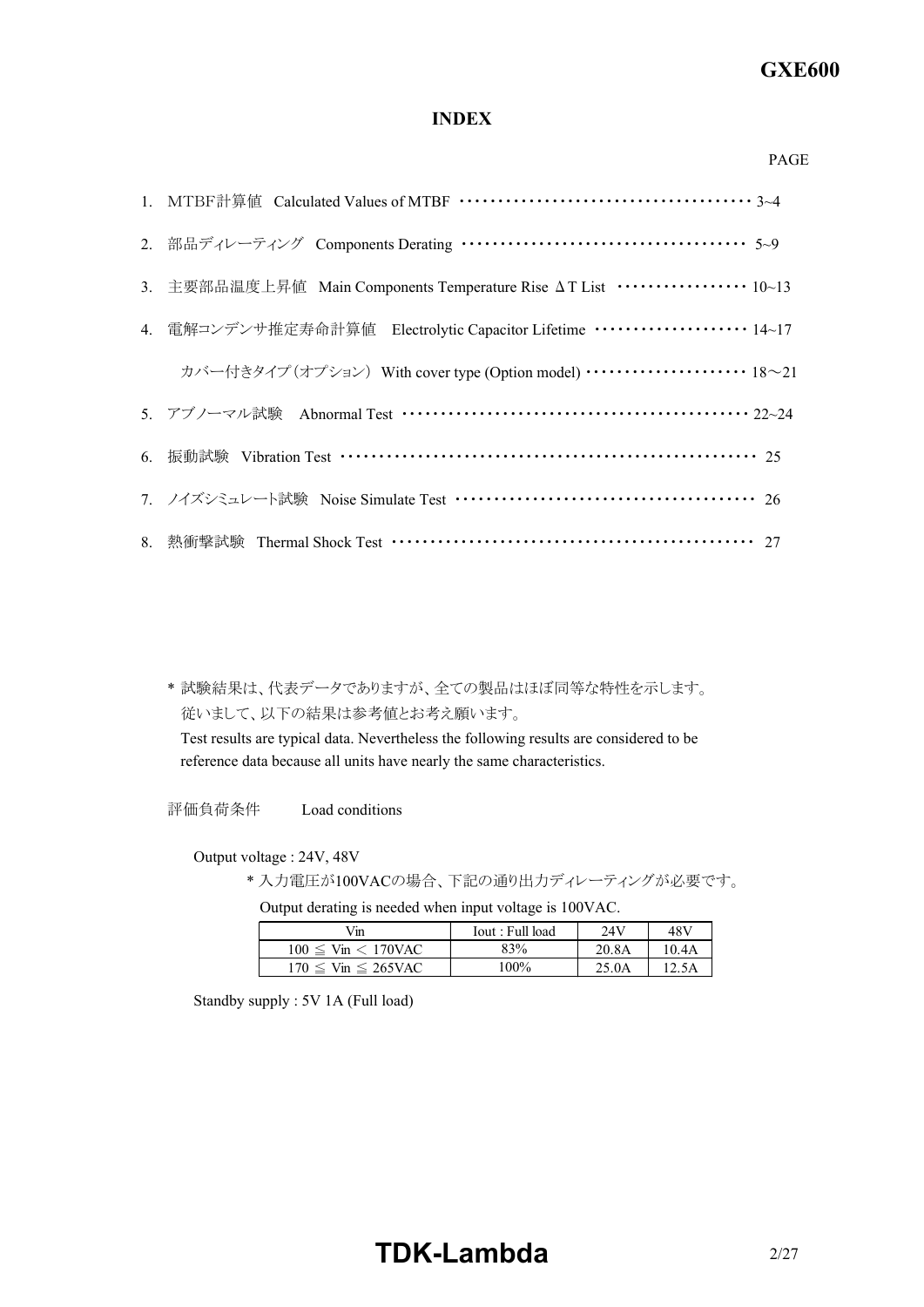# INDEX

PAGE

1. MTBF計算値 Calculated Values of MTBF ・・・・・・・・・・・・・・・・・・・・・・・・・・・・・・・・・・・・・ 3~4
2. 部品ディレーティング Components Derating ・・・・・・・・・・・・・・・・・・・・・・・・・・・・・・・・・・・・ 5~9
3. 主要部品温度上昇値 Main Components Temperature Rise ΔT List ・・・・・・・・・・・・・・・・・ 10~13
4. 電解コンデンサ推定寿命計算値 Electrolytic Capacitor Lifetime ・・・・・・・・・・・・・・・・・・・・ 14~17

   カバー付きタイプ（オプション） With cover type (Option model) ・・・・・・・・・・・・・・・・・・・・・ 18～21
5. アブノーマル試験 Abnormal Test ・・・・・・・・・・・・・・・・・・・・・・・・・・・・・・・・・・・・・・・・・・・・・・ 22~24
6. 振動試験 Vibration Test ・・・・・・・・・・・・・・・・・・・・・・・・・・・・・・・・・・・・・・・・・・・・・・・・・・・・・ 25
7. ノイズシミュレート試験 Noise Simulate Test ・・・・・・・・・・・・・・・・・・・・・・・・・・・・・・・・・・・・・・ 26
8. 熱衝撃試験 Thermal Shock Test ・・・・・・・・・・・・・・・・・・・・・・・・・・・・・・・・・・・・・・・・・・・・・・・・ 27

\* 試験結果は、代表データでありますが、全ての製品はほぼ同等な特性を示します。
従いまして、以下の結果は参考値とお考え願います。
Test results are typical data. Nevertheless the following results are considered to be reference data because all units have nearly the same characteristics.

評価負荷条件　　Load conditions

Output voltage : 24V, 48V

\* 入力電圧が100VACの場合、下記の通り出力ディレーティングが必要です。
Output derating is needed when input voltage is 100VAC.

| Vin | Iout : Full load | 24V | 48V |
|---|---|---|---|
| 100 ≦ Vin ＜ 170VAC | 83% | 20.8A | 10.4A |
| 170 ≦ Vin ≦ 265VAC | 100% | 25.0A | 12.5A |

Standby supply : 5V 1A (Full load)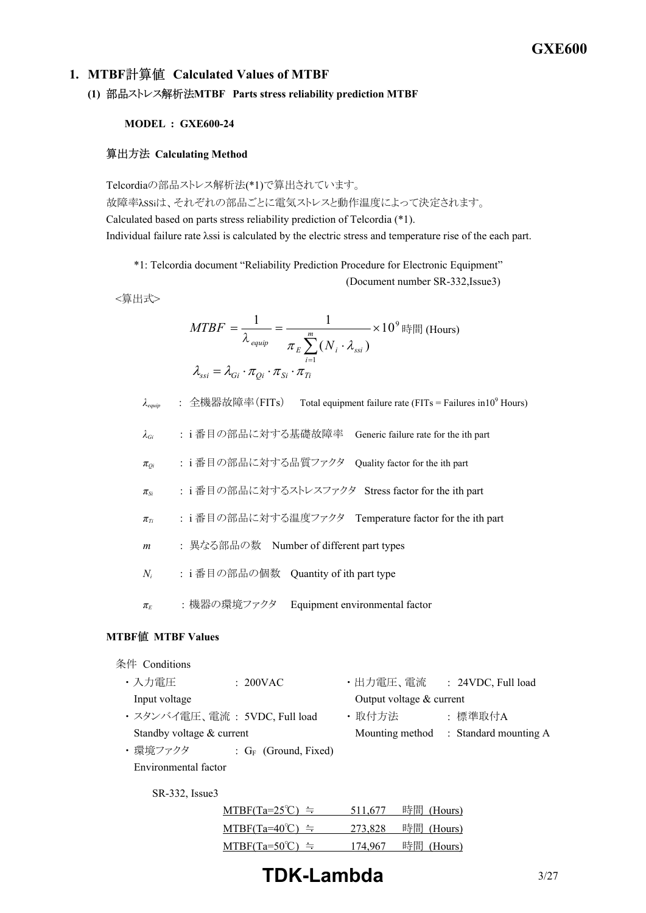## 1. MTBF計算値 Calculated Values of MTBF

### (1) 部品ストレス解析法MTBF Parts stress reliability prediction MTBF

**MODEL : GXE600-24**

#### 算出方法 Calculating Method

Telcordiaの部品ストレス解析法(*1)で算出されています。
故障率λssiは、それぞれの部品ごとに電気ストレスと動作温度によって決定されます。
Calculated based on parts stress reliability prediction of Telcordia (*1).
Individual failure rate λssi is calculated by the electric stress and temperature rise of the each part.

*1: Telcordia document "Reliability Prediction Procedure for Electronic Equipment" (Document number SR-332,Issue3)

<算出式>

$$MTBF = \frac{1}{\lambda_{equip}} = \frac{1}{\pi_E \sum_{i=1}^{m} (N_i \cdot \lambda_{ssi})} \times 10^9 \text{ 時間 (Hours)}$$

$$\lambda_{ssi} = \lambda_{Gi} \cdot \pi_{Qi} \cdot \pi_{Si} \cdot \pi_{Ti}$$

- $\lambda_{equip}$ : 全機器故障率(FITs) Total equipment failure rate (FITs = Failures in$10^9$ Hours)
- $\lambda_{Gi}$ : i 番目の部品に対する基礎故障率 Generic failure rate for the ith part
- $\pi_{Qi}$ : i 番目の部品に対する品質ファクタ Quality factor for the ith part
- $\pi_{Si}$ : i 番目の部品に対するストレスファクタ Stress factor for the ith part
- $\pi_{Ti}$ : i 番目の部品に対する温度ファクタ Temperature factor for the ith part
- $m$ : 異なる部品の数 Number of different part types
- $N_i$ : i 番目の部品の個数 Quantity of ith part type
- $\pi_E$ : 機器の環境ファクタ Equipment environmental factor

#### MTBF値 MTBF Values

条件 Conditions

- 入力電圧 Input voltage : 200VAC
- 出力電圧、電流 Output voltage & current : 24VDC, Full load
- スタンバイ電圧、電流 Standby voltage & current : 5VDC, Full load
- 取付方法 Mounting method : 標準取付A Standard mounting A
- 環境ファクタ Environmental factor : $G_F$ (Ground, Fixed)

SR-332, Issue3

MTBF(Ta=25℃) ≒ 511,677 時間 (Hours)
MTBF(Ta=40℃) ≒ 273,828 時間 (Hours)
MTBF(Ta=50℃) ≒ 174,967 時間 (Hours)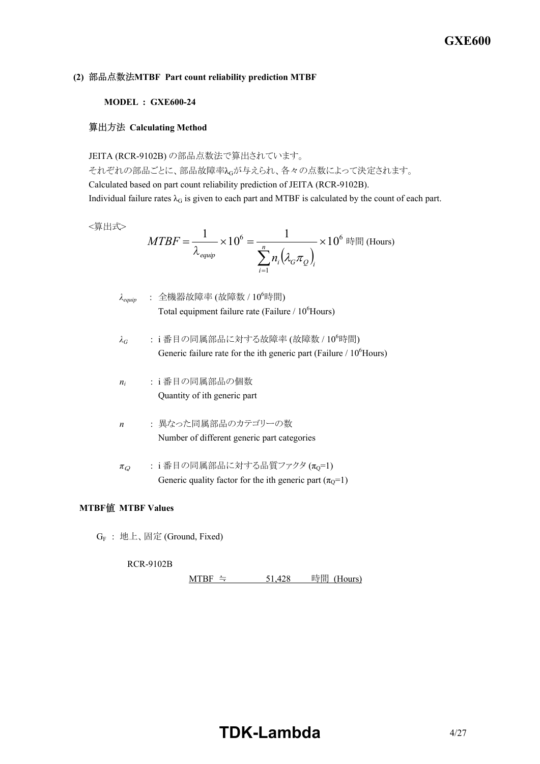### (2) 部品点数法MTBF Part count reliability prediction MTBF

**MODEL : GXE600-24**

#### 算出方法 Calculating Method

JEITA (RCR-9102B) の部品点数法で算出されています。
それぞれの部品ごとに、部品故障率$\lambda_G$が与えられ、各々の点数によって決定されます。
Calculated based on part count reliability prediction of JEITA (RCR-9102B).
Individual failure rates $\lambda_G$ is given to each part and MTBF is calculated by the count of each part.

<算出式>

$$MTBF = \frac{1}{\lambda_{equip}} \times 10^6 = \frac{1}{\sum_{i=1}^{n} n_i \left(\lambda_G \pi_Q\right)_i} \times 10^6 \text{ 時間 (Hours)}$$

- $\lambda_{equip}$ : 全機器故障率 (故障数 / $10^6$時間)
  Total equipment failure rate (Failure / $10^6$Hours)
- $\lambda_G$ : i 番目の同属部品に対する故障率 (故障数 / $10^6$時間)
  Generic failure rate for the ith generic part (Failure / $10^6$Hours)
- $n_i$ : i 番目の同属部品の個数
  Quantity of ith generic part
- $n$ : 異なった同属部品のカテゴリーの数
  Number of different generic part categories
- $\pi_Q$ : i 番目の同属部品に対する品質ファクタ ($\pi_Q$=1)
  Generic quality factor for the ith generic part ($\pi_Q$=1)

#### MTBF値 MTBF Values

$G_F$ : 地上、固定 (Ground, Fixed)

RCR-9102B

MTBF ≒ 51,428 時間 (Hours)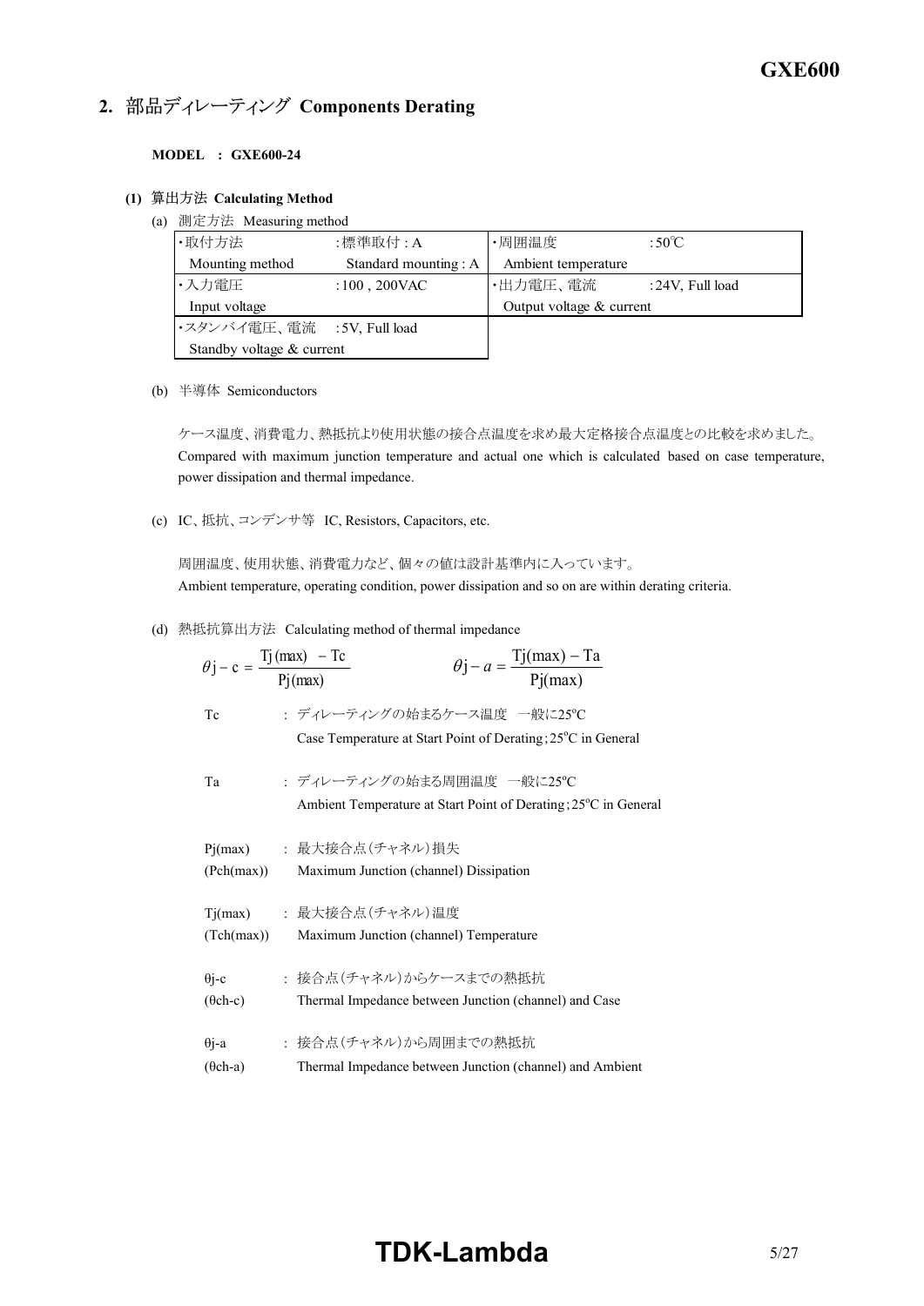## 2. 部品ディレーティング Components Derating

**MODEL : GXE600-24**

### (1) 算出方法 Calculating Method

(a) 測定方法 Measuring method

| ・取付方法<br>Mounting method | :標準取付 : A<br>Standard mounting : A | ・周囲温度<br>Ambient temperature | :50℃ |
|---|---|---|---|
| ・入力電圧<br>Input voltage | :100 , 200VAC | ・出力電圧、電流<br>Output voltage & current | :24V, Full load |
| ・スタンバイ電圧、電流<br>Standby voltage & current | :5V, Full load | | |

(b) 半導体 Semiconductors

ケース温度、消費電力、熱抵抗より使用状態の接合点温度を求め最大定格接合点温度との比較を求めました。
Compared with maximum junction temperature and actual one which is calculated based on case temperature, power dissipation and thermal impedance.

(c) IC、抵抗、コンデンサ等 IC, Resistors, Capacitors, etc.

周囲温度、使用状態、消費電力など、個々の値は設計基準内に入っています。
Ambient temperature, operating condition, power dissipation and so on are within derating criteria.

(d) 熱抵抗算出方法 Calculating method of thermal impedance

$$\theta j - c = \frac{Tj(max) - Tc}{Pj(max)} \qquad \theta j - a = \frac{Tj(max) - Ta}{Pj(max)}$$

Tc : ディレーティングの始まるケース温度 一般に25°C
Case Temperature at Start Point of Derating;25°C in General

Ta : ディレーティングの始まる周囲温度 一般に25°C
Ambient Temperature at Start Point of Derating;25°C in General

Pj(max) (Pch(max)) : 最大接合点(チャネル)損失
Maximum Junction (channel) Dissipation

Tj(max) (Tch(max)) : 最大接合点(チャネル)温度
Maximum Junction (channel) Temperature

θj-c (θch-c) : 接合点(チャネル)からケースまでの熱抵抗
Thermal Impedance between Junction (channel) and Case

θj-a (θch-a) : 接合点(チャネル)から周囲までの熱抵抗
Thermal Impedance between Junction (channel) and Ambient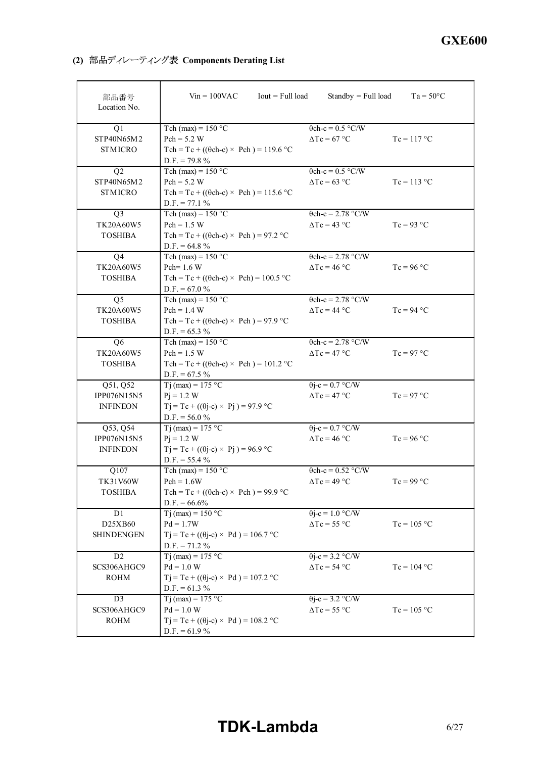### (2) 部品ディレーティング表 Components Derating List

| 部品番号 Location No. | Vin = 100VAC　Iout = Full load　Standby = Full load　Ta = 50°C | | |
|---|---|---|---|
| Q1 STP40N65M2 STMICRO | Tch (max) = 150 °C<br>Pch = 5.2 W<br>Tch = Tc + ((θch-c) × Pch ) = 119.6 °C<br>D.F. = 79.8 % | θch-c = 0.5 °C/W<br>ΔTc = 67 °C | Tc = 117 °C |
| Q2 STP40N65M2 STMICRO | Tch (max) = 150 °C<br>Pch = 5.2 W<br>Tch = Tc + ((θch-c) × Pch ) = 115.6 °C<br>D.F. = 77.1 % | θch-c = 0.5 °C/W<br>ΔTc = 63 °C | Tc = 113 °C |
| Q3 TK20A60W5 TOSHIBA | Tch (max) = 150 °C<br>Pch = 1.5 W<br>Tch = Tc + ((θch-c) × Pch ) = 97.2 °C<br>D.F. = 64.8 % | θch-c = 2.78 °C/W<br>ΔTc = 43 °C | Tc = 93 °C |
| Q4 TK20A60W5 TOSHIBA | Tch (max) = 150 °C<br>Pch= 1.6 W<br>Tch = Tc + ((θch-c) × Pch) = 100.5 °C<br>D.F. = 67.0 % | θch-c = 2.78 °C/W<br>ΔTc = 46 °C | Tc = 96 °C |
| Q5 TK20A60W5 TOSHIBA | Tch (max) = 150 °C<br>Pch = 1.4 W<br>Tch = Tc + ((θch-c) × Pch ) = 97.9 °C<br>D.F. = 65.3 % | θch-c = 2.78 °C/W<br>ΔTc = 44 °C | Tc = 94 °C |
| Q6 TK20A60W5 TOSHIBA | Tch (max) = 150 °C<br>Pch = 1.5 W<br>Tch = Tc + ((θch-c) × Pch ) = 101.2 °C<br>D.F. = 67.5 % | θch-c = 2.78 °C/W<br>ΔTc = 47 °C | Tc = 97 °C |
| Q51, Q52 IPP076N15N5 INFINEON | Tj (max) = 175 °C<br>Pj = 1.2 W<br>Tj = Tc + ((θj-c) × Pj ) = 97.9 °C<br>D.F. = 56.0 % | θj-c = 0.7 °C/W<br>ΔTc = 47 °C | Tc = 97 °C |
| Q53, Q54 IPP076N15N5 INFINEON | Tj (max) = 175 °C<br>Pj = 1.2 W<br>Tj = Tc + ((θj-c) × Pj ) = 96.9 °C<br>D.F. = 55.4 % | θj-c = 0.7 °C/W<br>ΔTc = 46 °C | Tc = 96 °C |
| Q107 TK31V60W TOSHIBA | Tch (max) = 150 °C<br>Pch = 1.6W<br>Tch = Tc + ((θch-c) × Pch ) = 99.9 °C<br>D.F. = 66.6% | θch-c = 0.52 °C/W<br>ΔTc = 49 °C | Tc = 99 °C |
| D1 D25XB60 SHINDENGEN | Tj (max) = 150 °C<br>Pd = 1.7W<br>Tj = Tc + ((θj-c) × Pd ) = 106.7 °C<br>D.F. = 71.2 % | θj-c = 1.0 °C/W<br>ΔTc = 55 °C | Tc = 105 °C |
| D2 SCS306AHGC9 ROHM | Tj (max) = 175 °C<br>Pd = 1.0 W<br>Tj = Tc + ((θj-c) × Pd ) = 107.2 °C<br>D.F. = 61.3 % | θj-c = 3.2 °C/W<br>ΔTc = 54 °C | Tc = 104 °C |
| D3 SCS306AHGC9 ROHM | Tj (max) = 175 °C<br>Pd = 1.0 W<br>Tj = Tc + ((θj-c) × Pd ) = 108.2 °C<br>D.F. = 61.9 % | θj-c = 3.2 °C/W<br>ΔTc = 55 °C | Tc = 105 °C |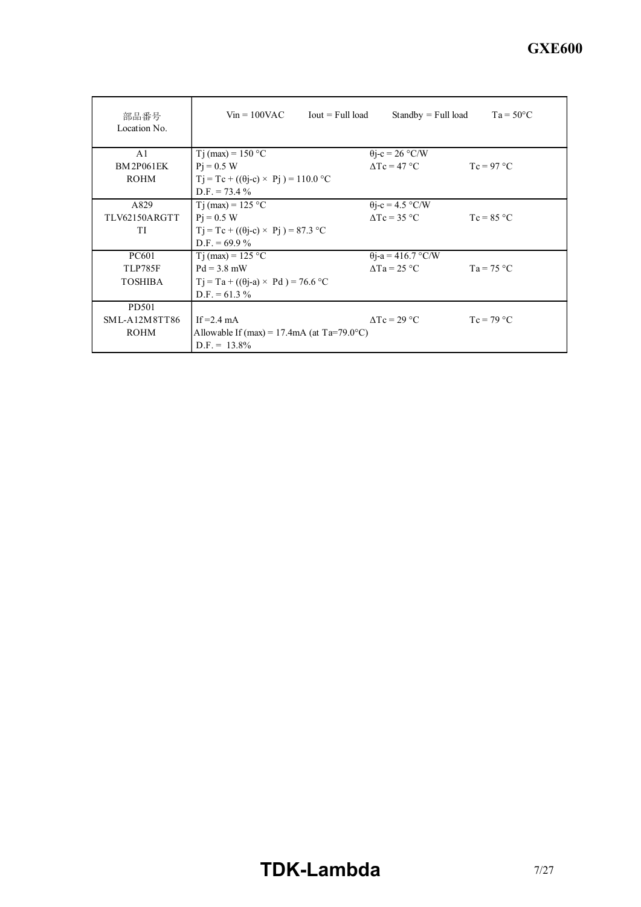| 部品番号<br>Location No. | Vin = 100VAC Iout = Full load Standby = Full load Ta = 50°C | | |
|---|---|---|---|
| A1<br>BM2P061EK<br>ROHM | Tj (max) = 150 °C<br>Pj = 0.5 W<br>Tj = Tc + ((θj-c) × Pj ) = 110.0 °C<br>D.F. = 73.4 % | θj-c = 26 °C/W<br>ΔTc = 47 °C | <br>Tc = 97 °C |
| A829<br>TLV62150ARGTT<br>TI | Tj (max) = 125 °C<br>Pj = 0.5 W<br>Tj = Tc + ((θj-c) × Pj ) = 87.3 °C<br>D.F. = 69.9 % | θj-c = 4.5 °C/W<br>ΔTc = 35 °C | <br>Tc = 85 °C |
| PC601<br>TLP785F<br>TOSHIBA | Tj (max) = 125 °C<br>Pd = 3.8 mW<br>Tj = Ta + ((θj-a) × Pd ) = 76.6 °C<br>D.F. = 61.3 % | θj-a = 416.7 °C/W<br>ΔTa = 25 °C | <br>Ta = 75 °C |
| PD501<br>SML-A12M8TT86<br>ROHM | If =2.4 mA<br>Allowable If (max) = 17.4mA (at Ta=79.0°C)<br>D.F. = 13.8% | ΔTc = 29 °C | Tc = 79 °C |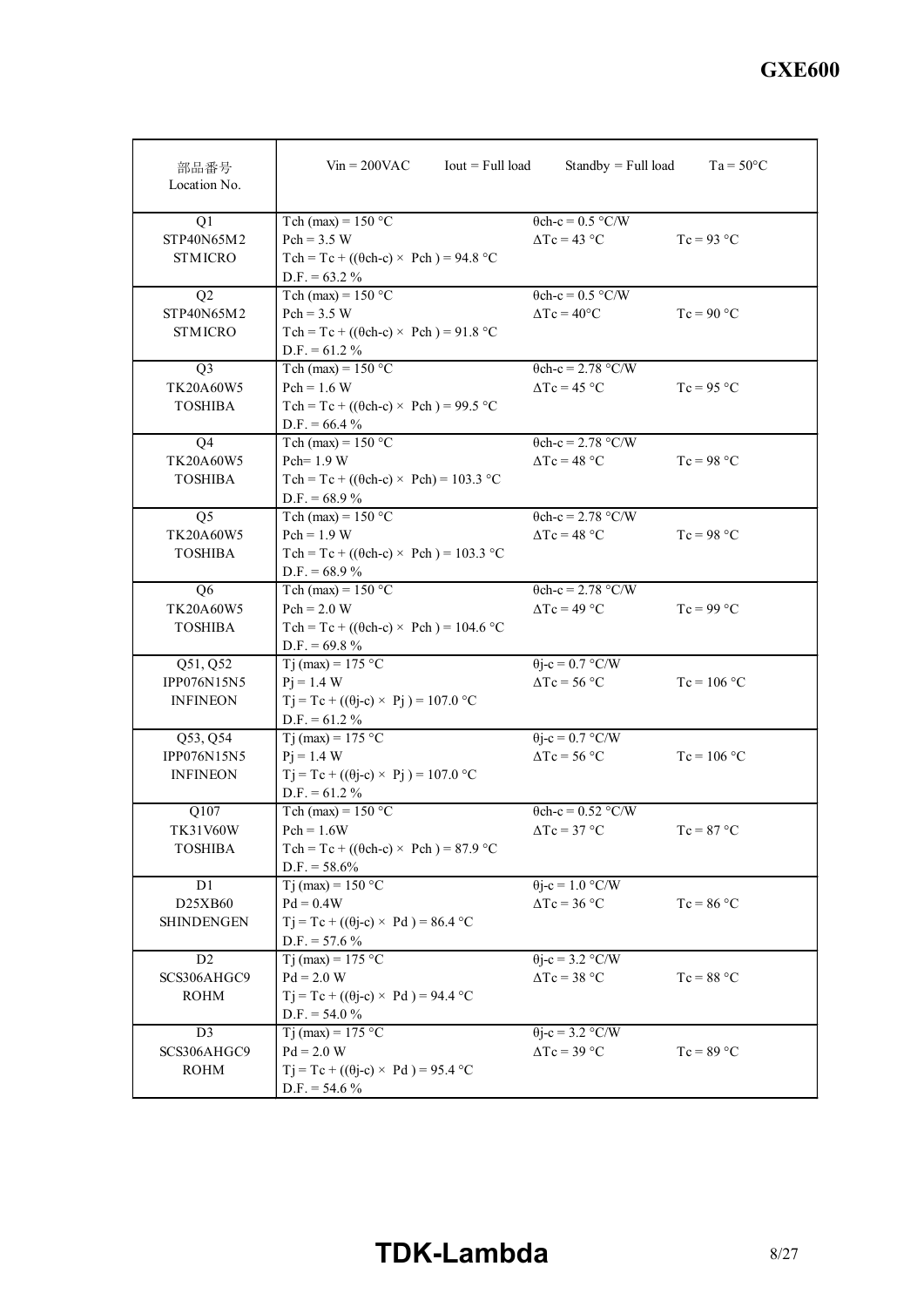| 部品番号<br>Location No. | Vin = 200VAC  Iout = Full load  Standby = Full load | | Ta = 50°C |
|---|---|---|---|
| Q1<br>STP40N65M2<br>STMICRO | Tch (max) = 150 °C<br>Pch = 3.5 W<br>Tch = Tc + ((θch-c) × Pch ) = 94.8 °C<br>D.F. = 63.2 % | θch-c = 0.5 °C/W<br>ΔTc = 43 °C | Tc = 93 °C |
| Q2<br>STP40N65M2<br>STMICRO | Tch (max) = 150 °C<br>Pch = 3.5 W<br>Tch = Tc + ((θch-c) × Pch ) = 91.8 °C<br>D.F. = 61.2 % | θch-c = 0.5 °C/W<br>ΔTc = 40°C | Tc = 90 °C |
| Q3<br>TK20A60W5<br>TOSHIBA | Tch (max) = 150 °C<br>Pch = 1.6 W<br>Tch = Tc + ((θch-c) × Pch ) = 99.5 °C<br>D.F. = 66.4 % | θch-c = 2.78 °C/W<br>ΔTc = 45 °C | Tc = 95 °C |
| Q4<br>TK20A60W5<br>TOSHIBA | Tch (max) = 150 °C<br>Pch= 1.9 W<br>Tch = Tc + ((θch-c) × Pch) = 103.3 °C<br>D.F. = 68.9 % | θch-c = 2.78 °C/W<br>ΔTc = 48 °C | Tc = 98 °C |
| Q5<br>TK20A60W5<br>TOSHIBA | Tch (max) = 150 °C<br>Pch = 1.9 W<br>Tch = Tc + ((θch-c) × Pch ) = 103.3 °C<br>D.F. = 68.9 % | θch-c = 2.78 °C/W<br>ΔTc = 48 °C | Tc = 98 °C |
| Q6<br>TK20A60W5<br>TOSHIBA | Tch (max) = 150 °C<br>Pch = 2.0 W<br>Tch = Tc + ((θch-c) × Pch ) = 104.6 °C<br>D.F. = 69.8 % | θch-c = 2.78 °C/W<br>ΔTc = 49 °C | Tc = 99 °C |
| Q51, Q52<br>IPP076N15N5<br>INFINEON | Tj (max) = 175 °C<br>Pj = 1.4 W<br>Tj = Tc + ((θj-c) × Pj ) = 107.0 °C<br>D.F. = 61.2 % | θj-c = 0.7 °C/W<br>ΔTc = 56 °C | Tc = 106 °C |
| Q53, Q54<br>IPP076N15N5<br>INFINEON | Tj (max) = 175 °C<br>Pj = 1.4 W<br>Tj = Tc + ((θj-c) × Pj ) = 107.0 °C<br>D.F. = 61.2 % | θj-c = 0.7 °C/W<br>ΔTc = 56 °C | Tc = 106 °C |
| Q107<br>TK31V60W<br>TOSHIBA | Tch (max) = 150 °C<br>Pch = 1.6W<br>Tch = Tc + ((θch-c) × Pch ) = 87.9 °C<br>D.F. = 58.6% | θch-c = 0.52 °C/W<br>ΔTc = 37 °C | Tc = 87 °C |
| D1<br>D25XB60<br>SHINDENGEN | Tj (max) = 150 °C<br>Pd = 0.4W<br>Tj = Tc + ((θj-c) × Pd ) = 86.4 °C<br>D.F. = 57.6 % | θj-c = 1.0 °C/W<br>ΔTc = 36 °C | Tc = 86 °C |
| D2<br>SCS306AHGC9<br>ROHM | Tj (max) = 175 °C<br>Pd = 2.0 W<br>Tj = Tc + ((θj-c) × Pd ) = 94.4 °C<br>D.F. = 54.0 % | θj-c = 3.2 °C/W<br>ΔTc = 38 °C | Tc = 88 °C |
| D3<br>SCS306AHGC9<br>ROHM | Tj (max) = 175 °C<br>Pd = 2.0 W<br>Tj = Tc + ((θj-c) × Pd ) = 95.4 °C<br>D.F. = 54.6 % | θj-c = 3.2 °C/W<br>ΔTc = 39 °C | Tc = 89 °C |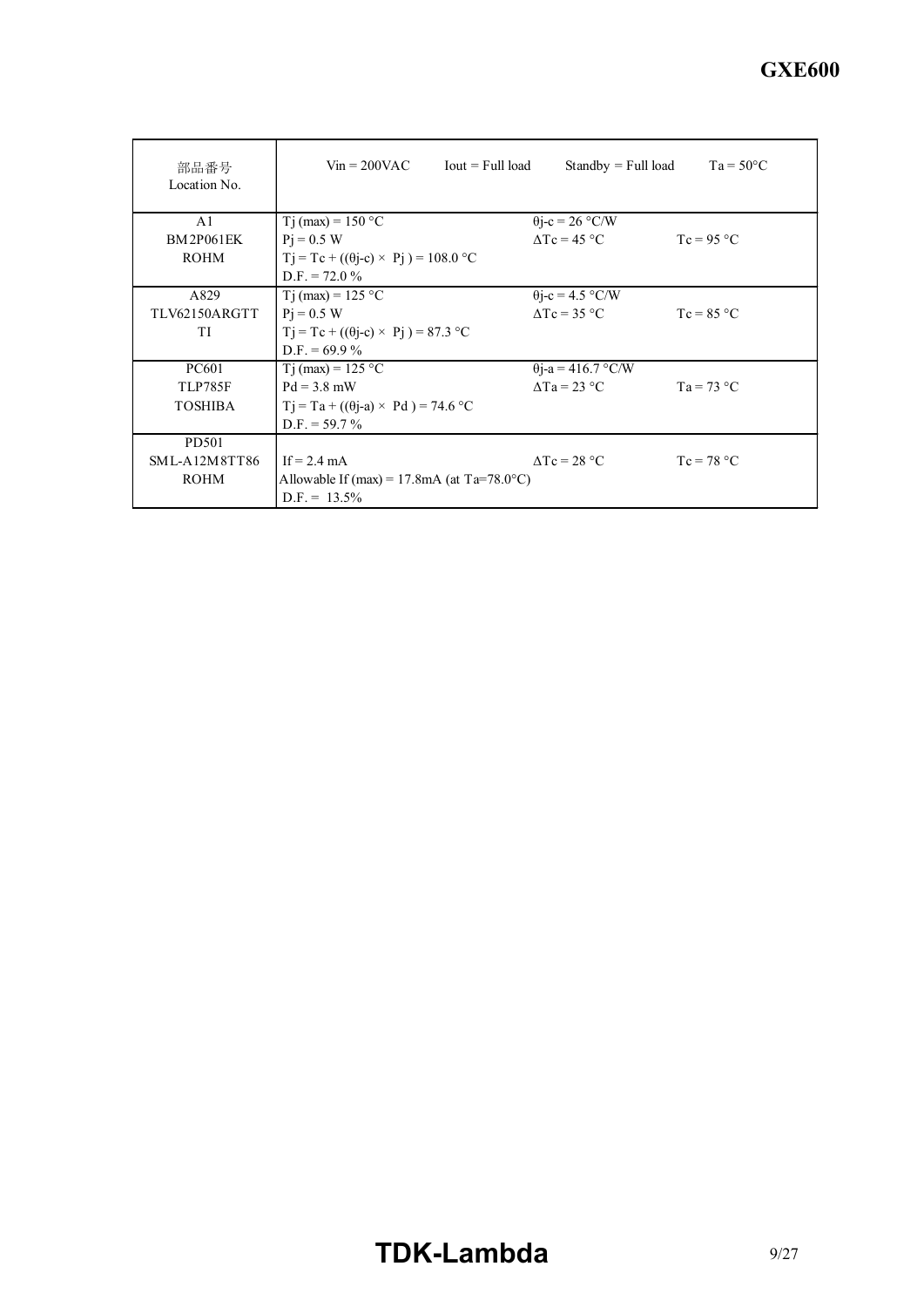| 部品番号<br>Location No. | Vin = 200VAC　Iout = Full load　Standby = Full load　Ta = 50°C | | |
|---|---|---|---|
| A1<br>BM2P061EK<br>ROHM | Tj (max) = 150 °C<br>Pj = 0.5 W<br>Tj = Tc + ((θj-c) × Pj ) = 108.0 °C<br>D.F. = 72.0 % | θj-c = 26 °C/W<br>ΔTc = 45 °C | <br>Tc = 95 °C |
| A829<br>TLV62150ARGTT<br>TI | Tj (max) = 125 °C<br>Pj = 0.5 W<br>Tj = Tc + ((θj-c) × Pj ) = 87.3 °C<br>D.F. = 69.9 % | θj-c = 4.5 °C/W<br>ΔTc = 35 °C | <br>Tc = 85 °C |
| PC601<br>TLP785F<br>TOSHIBA | Tj (max) = 125 °C<br>Pd = 3.8 mW<br>Tj = Ta + ((θj-a) × Pd ) = 74.6 °C<br>D.F. = 59.7 % | θj-a = 416.7 °C/W<br>ΔTa = 23 °C | <br>Ta = 73 °C |
| PD501<br>SML-A12M8TT86<br>ROHM | If = 2.4 mA<br>Allowable If (max) = 17.8mA (at Ta=78.0°C)<br>D.F. = 13.5% | ΔTc = 28 °C | Tc = 78 °C |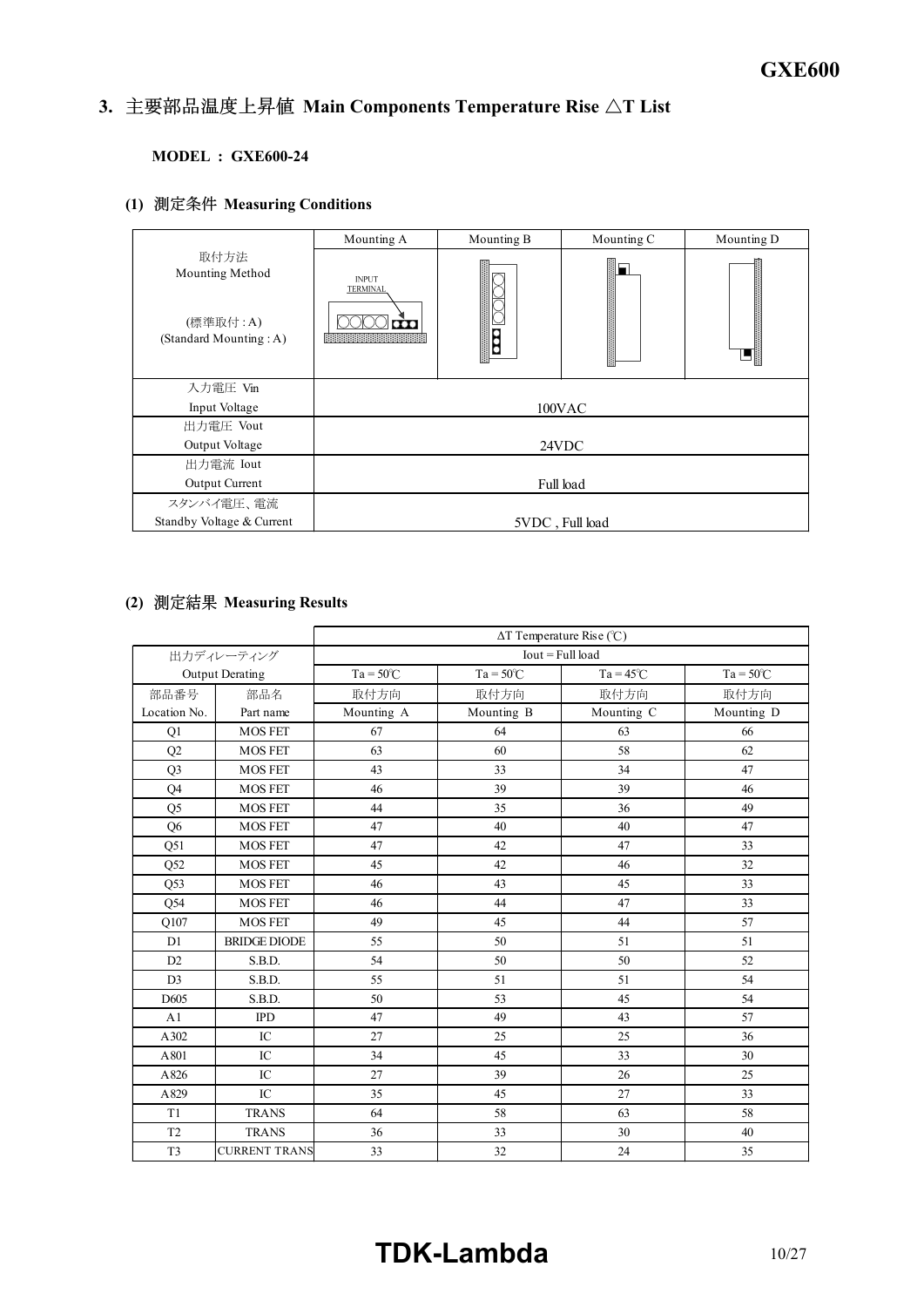## 3. 主要部品温度上昇値 Main Components Temperature Rise △T List

**MODEL : GXE600-24**

### (1) 測定条件 Measuring Conditions

| | Mounting A | Mounting B | Mounting C | Mounting D |
|---|---|---|---|---|
| 取付方法<br>Mounting Method<br><br>(標準取付 : A)<br>(Standard Mounting : A) | INPUT TERMINAL | | | |
| 入力電圧 Vin<br>Input Voltage | 100VAC | | | |
| 出力電圧 Vout<br>Output Voltage | 24VDC | | | |
| 出力電流 Iout<br>Output Current | Full load | | | |
| スタンバイ電圧、電流<br>Standby Voltage & Current | 5VDC , Full load | | | |

### (2) 測定結果 Measuring Results

| | | ΔT Temperature Rise (℃) | | | |
|---|---|---|---|---|---|
| 出力ディレーティング<br>Output Derating | | Iout = Full load | | | |
| | | Ta = 50℃ | Ta = 50℃ | Ta = 45℃ | Ta = 50℃ |
| 部品番号<br>Location No. | 部品名<br>Part name | 取付方向<br>Mounting A | 取付方向<br>Mounting B | 取付方向<br>Mounting C | 取付方向<br>Mounting D |
| Q1 | MOS FET | 67 | 64 | 63 | 66 |
| Q2 | MOS FET | 63 | 60 | 58 | 62 |
| Q3 | MOS FET | 43 | 33 | 34 | 47 |
| Q4 | MOS FET | 46 | 39 | 39 | 46 |
| Q5 | MOS FET | 44 | 35 | 36 | 49 |
| Q6 | MOS FET | 47 | 40 | 40 | 47 |
| Q51 | MOS FET | 47 | 42 | 47 | 33 |
| Q52 | MOS FET | 45 | 42 | 46 | 32 |
| Q53 | MOS FET | 46 | 43 | 45 | 33 |
| Q54 | MOS FET | 46 | 44 | 47 | 33 |
| Q107 | MOS FET | 49 | 45 | 44 | 57 |
| D1 | BRIDGE DIODE | 55 | 50 | 51 | 51 |
| D2 | S.B.D. | 54 | 50 | 50 | 52 |
| D3 | S.B.D. | 55 | 51 | 51 | 54 |
| D605 | S.B.D. | 50 | 53 | 45 | 54 |
| A1 | IPD | 47 | 49 | 43 | 57 |
| A302 | IC | 27 | 25 | 25 | 36 |
| A801 | IC | 34 | 45 | 33 | 30 |
| A826 | IC | 27 | 39 | 26 | 25 |
| A829 | IC | 35 | 45 | 27 | 33 |
| T1 | TRANS | 64 | 58 | 63 | 58 |
| T2 | TRANS | 36 | 33 | 30 | 40 |
| T3 | CURRENT TRANS | 33 | 32 | 24 | 35 |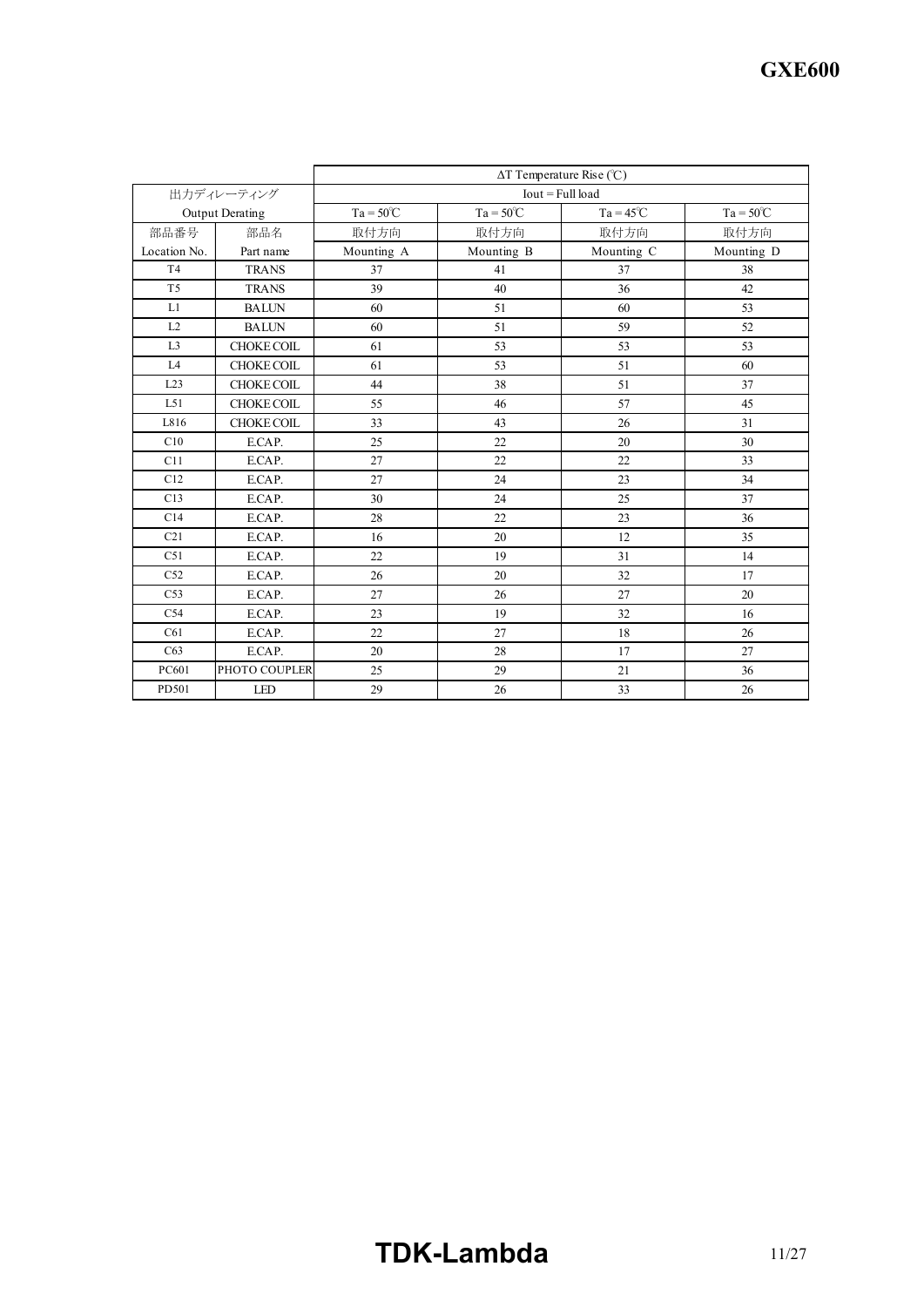| | | ΔT Temperature Rise (℃) | | | |
|---|---|---|---|---|---|
| 出力ディレーティング | | Iout = Full load | | | |
| Output Derating | | Ta = 50℃ | Ta = 50℃ | Ta = 45℃ | Ta = 50℃ |
| 部品番号 | 部品名 | 取付方向 | 取付方向 | 取付方向 | 取付方向 |
| Location No. | Part name | Mounting A | Mounting B | Mounting C | Mounting D |
| T4 | TRANS | 37 | 41 | 37 | 38 |
| T5 | TRANS | 39 | 40 | 36 | 42 |
| L1 | BALUN | 60 | 51 | 60 | 53 |
| L2 | BALUN | 60 | 51 | 59 | 52 |
| L3 | CHOKE COIL | 61 | 53 | 53 | 53 |
| L4 | CHOKE COIL | 61 | 53 | 51 | 60 |
| L23 | CHOKE COIL | 44 | 38 | 51 | 37 |
| L51 | CHOKE COIL | 55 | 46 | 57 | 45 |
| L816 | CHOKE COIL | 33 | 43 | 26 | 31 |
| C10 | E.CAP. | 25 | 22 | 20 | 30 |
| C11 | E.CAP. | 27 | 22 | 22 | 33 |
| C12 | E.CAP. | 27 | 24 | 23 | 34 |
| C13 | E.CAP. | 30 | 24 | 25 | 37 |
| C14 | E.CAP. | 28 | 22 | 23 | 36 |
| C21 | E.CAP. | 16 | 20 | 12 | 35 |
| C51 | E.CAP. | 22 | 19 | 31 | 14 |
| C52 | E.CAP. | 26 | 20 | 32 | 17 |
| C53 | E.CAP. | 27 | 26 | 27 | 20 |
| C54 | E.CAP. | 23 | 19 | 32 | 16 |
| C61 | E.CAP. | 22 | 27 | 18 | 26 |
| C63 | E.CAP. | 20 | 28 | 17 | 27 |
| PC601 | PHOTO COUPLER | 25 | 29 | 21 | 36 |
| PD501 | LED | 29 | 26 | 33 | 26 |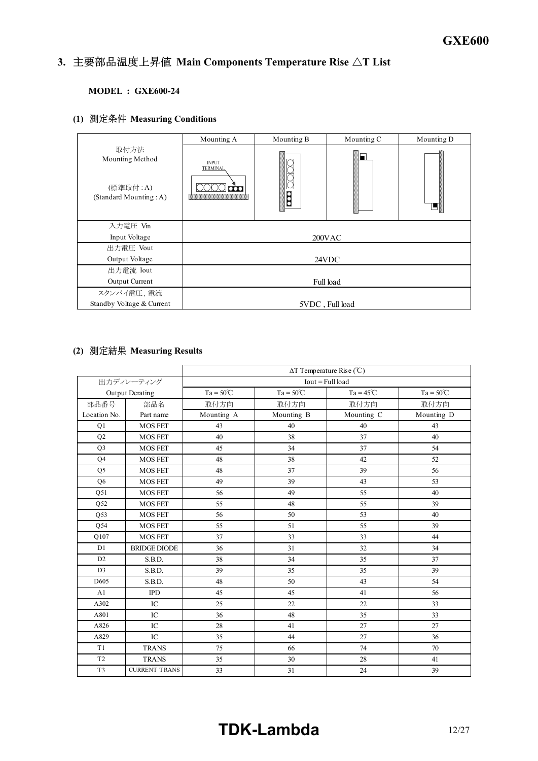## 3. 主要部品温度上昇値 Main Components Temperature Rise △T List

**MODEL : GXE600-24**

### (1) 測定条件 Measuring Conditions

| | Mounting A | Mounting B | Mounting C | Mounting D |
|---|---|---|---|---|
| 取付方法<br>Mounting Method<br><br>(標準取付 : A)<br>(Standard Mounting : A) | INPUT TERMINAL | | | |
| 入力電圧 Vin<br>Input Voltage | 200VAC | | | |
| 出力電圧 Vout<br>Output Voltage | 24VDC | | | |
| 出力電流 Iout<br>Output Current | Full load | | | |
| スタンバイ電圧、電流<br>Standby Voltage & Current | 5VDC , Full load | | | |

### (2) 測定結果 Measuring Results

| | | ΔT Temperature Rise (℃) | | | |
|---|---|---|---|---|---|
| 出力ディレーティング<br>Output Derating | | Iout = Full load | | | |
| | | Ta = 50℃ | Ta = 50℃ | Ta = 45℃ | Ta = 50℃ |
| 部品番号<br>Location No. | 部品名<br>Part name | 取付方向<br>Mounting A | 取付方向<br>Mounting B | 取付方向<br>Mounting C | 取付方向<br>Mounting D |
| Q1 | MOS FET | 43 | 40 | 40 | 43 |
| Q2 | MOS FET | 40 | 38 | 37 | 40 |
| Q3 | MOS FET | 45 | 34 | 37 | 54 |
| Q4 | MOS FET | 48 | 38 | 42 | 52 |
| Q5 | MOS FET | 48 | 37 | 39 | 56 |
| Q6 | MOS FET | 49 | 39 | 43 | 53 |
| Q51 | MOS FET | 56 | 49 | 55 | 40 |
| Q52 | MOS FET | 55 | 48 | 55 | 39 |
| Q53 | MOS FET | 56 | 50 | 53 | 40 |
| Q54 | MOS FET | 55 | 51 | 55 | 39 |
| Q107 | MOS FET | 37 | 33 | 33 | 44 |
| D1 | BRIDGE DIODE | 36 | 31 | 32 | 34 |
| D2 | S.B.D. | 38 | 34 | 35 | 37 |
| D3 | S.B.D. | 39 | 35 | 35 | 39 |
| D605 | S.B.D. | 48 | 50 | 43 | 54 |
| A1 | IPD | 45 | 45 | 41 | 56 |
| A302 | IC | 25 | 22 | 22 | 33 |
| A801 | IC | 36 | 48 | 35 | 33 |
| A826 | IC | 28 | 41 | 27 | 27 |
| A829 | IC | 35 | 44 | 27 | 36 |
| T1 | TRANS | 75 | 66 | 74 | 70 |
| T2 | TRANS | 35 | 30 | 28 | 41 |
| T3 | CURRENT TRANS | 33 | 31 | 24 | 39 |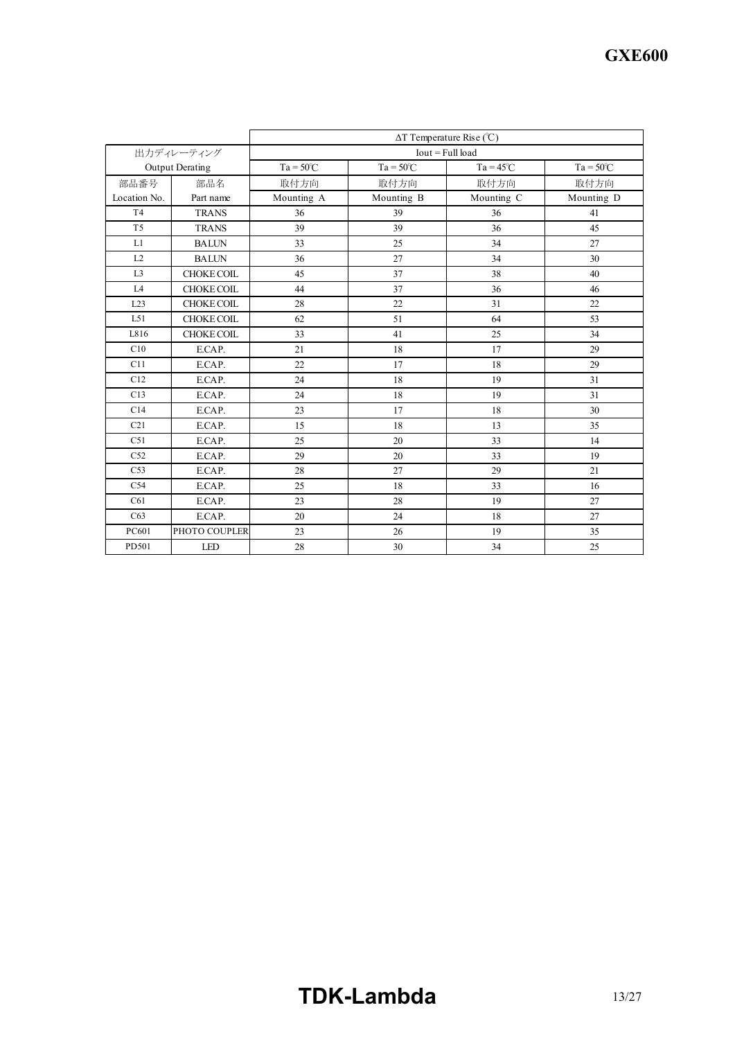| 出力ディレーティング | | ΔT Temperature Rise (℃) | | | |
|---|---|---|---|---|---|
| Output Derating | | Iout = Full load | | | |
| | | Ta = 50℃ | Ta = 50℃ | Ta = 45℃ | Ta = 50℃ |
| 部品番号 | 部品名 | 取付方向 | 取付方向 | 取付方向 | 取付方向 |
| Location No. | Part name | Mounting A | Mounting B | Mounting C | Mounting D |
| T4 | TRANS | 36 | 39 | 36 | 41 |
| T5 | TRANS | 39 | 39 | 36 | 45 |
| L1 | BALUN | 33 | 25 | 34 | 27 |
| L2 | BALUN | 36 | 27 | 34 | 30 |
| L3 | CHOKE COIL | 45 | 37 | 38 | 40 |
| L4 | CHOKE COIL | 44 | 37 | 36 | 46 |
| L23 | CHOKE COIL | 28 | 22 | 31 | 22 |
| L51 | CHOKE COIL | 62 | 51 | 64 | 53 |
| L816 | CHOKE COIL | 33 | 41 | 25 | 34 |
| C10 | E.CAP. | 21 | 18 | 17 | 29 |
| C11 | E.CAP. | 22 | 17 | 18 | 29 |
| C12 | E.CAP. | 24 | 18 | 19 | 31 |
| C13 | E.CAP. | 24 | 18 | 19 | 31 |
| C14 | E.CAP. | 23 | 17 | 18 | 30 |
| C21 | E.CAP. | 15 | 18 | 13 | 35 |
| C51 | E.CAP. | 25 | 20 | 33 | 14 |
| C52 | E.CAP. | 29 | 20 | 33 | 19 |
| C53 | E.CAP. | 28 | 27 | 29 | 21 |
| C54 | E.CAP. | 25 | 18 | 33 | 16 |
| C61 | E.CAP. | 23 | 28 | 19 | 27 |
| C63 | E.CAP. | 20 | 24 | 18 | 27 |
| PC601 | PHOTO COUPLER | 23 | 26 | 19 | 35 |
| PD501 | LED | 28 | 30 | 34 | 25 |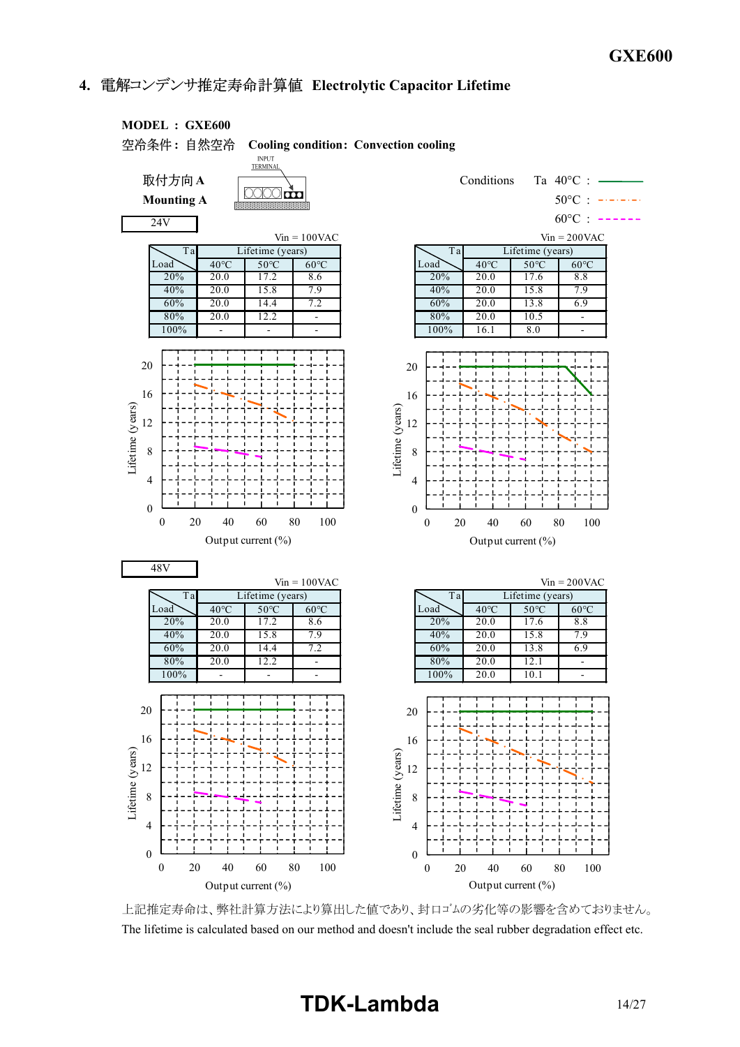## 4. 電解コンデンサ推定寿命計算値 Electrolytic Capacitor Lifetime

**MODEL : GXE600**

空冷条件：自然空冷 **Cooling condition: Convection cooling**

取付方向 A
**Mounting A**

INPUT TERMINAL

Conditions Ta 40°C : ———
50°C : -·-·-·-
60°C : - - - - -

### 24V

Vin = 100VAC

| Load \ Ta | Lifetime (years) 40°C | 50°C | 60°C |
|---|---|---|---|
| 20% | 20.0 | 17.2 | 8.6 |
| 40% | 20.0 | 15.8 | 7.9 |
| 60% | 20.0 | 14.4 | 7.2 |
| 80% | 20.0 | 12.2 | - |
| 100% | - | - | - |

Vin = 200VAC

| Load \ Ta | Lifetime (years) 40°C | 50°C | 60°C |
|---|---|---|---|
| 20% | 20.0 | 17.6 | 8.8 |
| 40% | 20.0 | 15.8 | 7.9 |
| 60% | 20.0 | 13.8 | 6.9 |
| 80% | 20.0 | 10.5 | - |
| 100% | 16.1 | 8.0 | - |

Lifetime (years) vs Output current (%)

### 48V

Vin = 100VAC

| Load \ Ta | Lifetime (years) 40°C | 50°C | 60°C |
|---|---|---|---|
| 20% | 20.0 | 17.2 | 8.6 |
| 40% | 20.0 | 15.8 | 7.9 |
| 60% | 20.0 | 14.4 | 7.2 |
| 80% | 20.0 | 12.2 | - |
| 100% | - | - | - |

Vin = 200VAC

| Load \ Ta | Lifetime (years) 40°C | 50°C | 60°C |
|---|---|---|---|
| 20% | 20.0 | 17.6 | 8.8 |
| 40% | 20.0 | 15.8 | 7.9 |
| 60% | 20.0 | 13.8 | 6.9 |
| 80% | 20.0 | 12.1 | - |
| 100% | 20.0 | 10.1 | - |

Lifetime (years) vs Output current (%)

上記推定寿命は、弊社計算方法により算出した値であり、封口ゴムの劣化等の影響を含めておりません。
The lifetime is calculated based on our method and doesn't include the seal rubber degradation effect etc.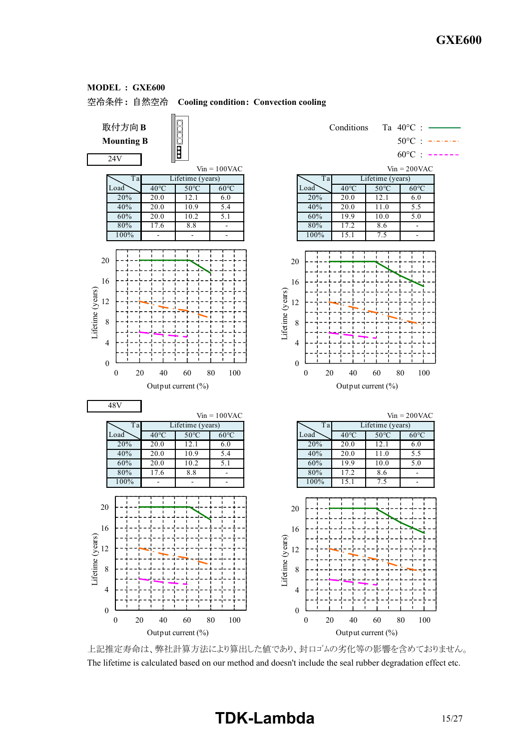**MODEL : GXE600**

空冷条件： 自然空冷 **Cooling condition: Convection cooling**

**取付方向 B**
**Mounting B**

Conditions Ta 40°C : ———
50°C : -·-·-·-
60°C : - - - - -

**24V**

Vin = 100VAC

| Load \ Ta | Lifetime (years) 40°C | 50°C | 60°C |
|---|---|---|---|
| 20% | 20.0 | 12.1 | 6.0 |
| 40% | 20.0 | 10.9 | 5.4 |
| 60% | 20.0 | 10.2 | 5.1 |
| 80% | 17.6 | 8.8 | - |
| 100% | - | - | - |

Vin = 200VAC

| Load \ Ta | Lifetime (years) 40°C | 50°C | 60°C |
|---|---|---|---|
| 20% | 20.0 | 12.1 | 6.0 |
| 40% | 20.0 | 11.0 | 5.5 |
| 60% | 19.9 | 10.0 | 5.0 |
| 80% | 17.2 | 8.6 | - |
| 100% | 15.1 | 7.5 | - |

Lifetime (years) vs. Output current (%)

**48V**

Vin = 100VAC

| Load \ Ta | Lifetime (years) 40°C | 50°C | 60°C |
|---|---|---|---|
| 20% | 20.0 | 12.1 | 6.0 |
| 40% | 20.0 | 10.9 | 5.4 |
| 60% | 20.0 | 10.2 | 5.1 |
| 80% | 17.6 | 8.8 | - |
| 100% | - | - | - |

Vin = 200VAC

| Load \ Ta | Lifetime (years) 40°C | 50°C | 60°C |
|---|---|---|---|
| 20% | 20.0 | 12.1 | 6.0 |
| 40% | 20.0 | 11.0 | 5.5 |
| 60% | 19.9 | 10.0 | 5.0 |
| 80% | 17.2 | 8.6 | - |
| 100% | 15.1 | 7.5 | - |

Lifetime (years) vs. Output current (%)

上記推定寿命は、弊社計算方法により算出した値であり、封口ゴムの劣化等の影響を含めておりません。
The lifetime is calculated based on our method and doesn't include the seal rubber degradation effect etc.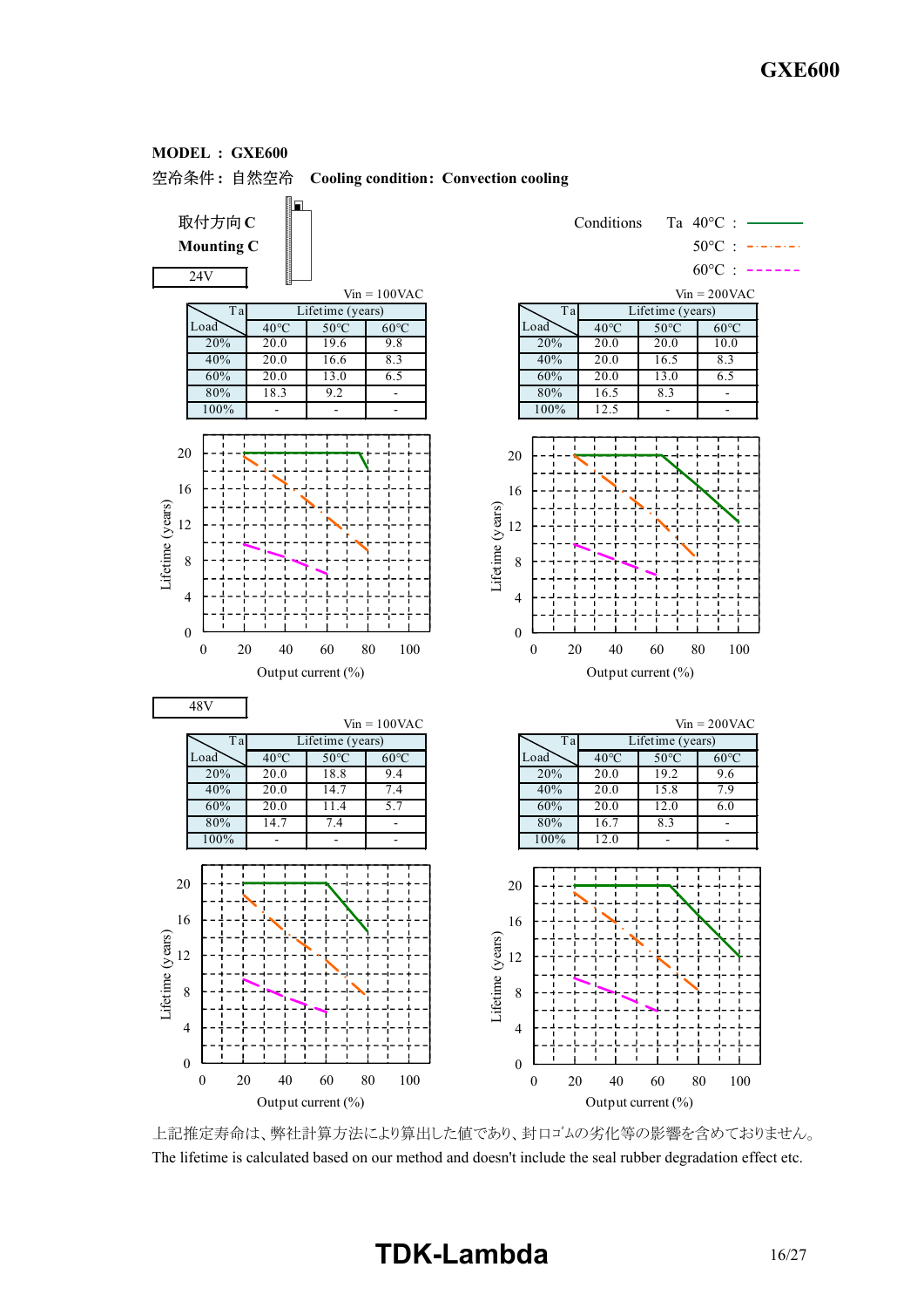**MODEL ： GXE600**

空冷条件： 自然空冷　**Cooling condition： Convection cooling**

取付方向 C
**Mounting C**

Conditions　Ta　40°C ： ———
50°C ： -·-·-·-
60°C ： - - - - -

**24V**

Vin = 100VAC

| Load \ Ta | Lifetime (years) | | |
|---|---|---|---|
| | 40°C | 50°C | 60°C |
| 20% | 20.0 | 19.6 | 9.8 |
| 40% | 20.0 | 16.6 | 8.3 |
| 60% | 20.0 | 13.0 | 6.5 |
| 80% | 18.3 | 9.2 | - |
| 100% | - | - | - |

Vin = 200VAC

| Load \ Ta | Lifetime (years) | | |
|---|---|---|---|
| | 40°C | 50°C | 60°C |
| 20% | 20.0 | 20.0 | 10.0 |
| 40% | 20.0 | 16.5 | 8.3 |
| 60% | 20.0 | 13.0 | 6.5 |
| 80% | 16.5 | 8.3 | - |
| 100% | 12.5 | - | - |

Lifetime (years) vs Output current (%)

**48V**

Vin = 100VAC

| Load \ Ta | Lifetime (years) | | |
|---|---|---|---|
| | 40°C | 50°C | 60°C |
| 20% | 20.0 | 18.8 | 9.4 |
| 40% | 20.0 | 14.7 | 7.4 |
| 60% | 20.0 | 11.4 | 5.7 |
| 80% | 14.7 | 7.4 | - |
| 100% | - | - | - |

Vin = 200VAC

| Load \ Ta | Lifetime (years) | | |
|---|---|---|---|
| | 40°C | 50°C | 60°C |
| 20% | 20.0 | 19.2 | 9.6 |
| 40% | 20.0 | 15.8 | 7.9 |
| 60% | 20.0 | 12.0 | 6.0 |
| 80% | 16.7 | 8.3 | - |
| 100% | 12.0 | - | - |

Lifetime (years) vs Output current (%)

上記推定寿命は、弊社計算方法により算出した値であり、封口ゴムの劣化等の影響を含めておりません。
The lifetime is calculated based on our method and doesn't include the seal rubber degradation effect etc.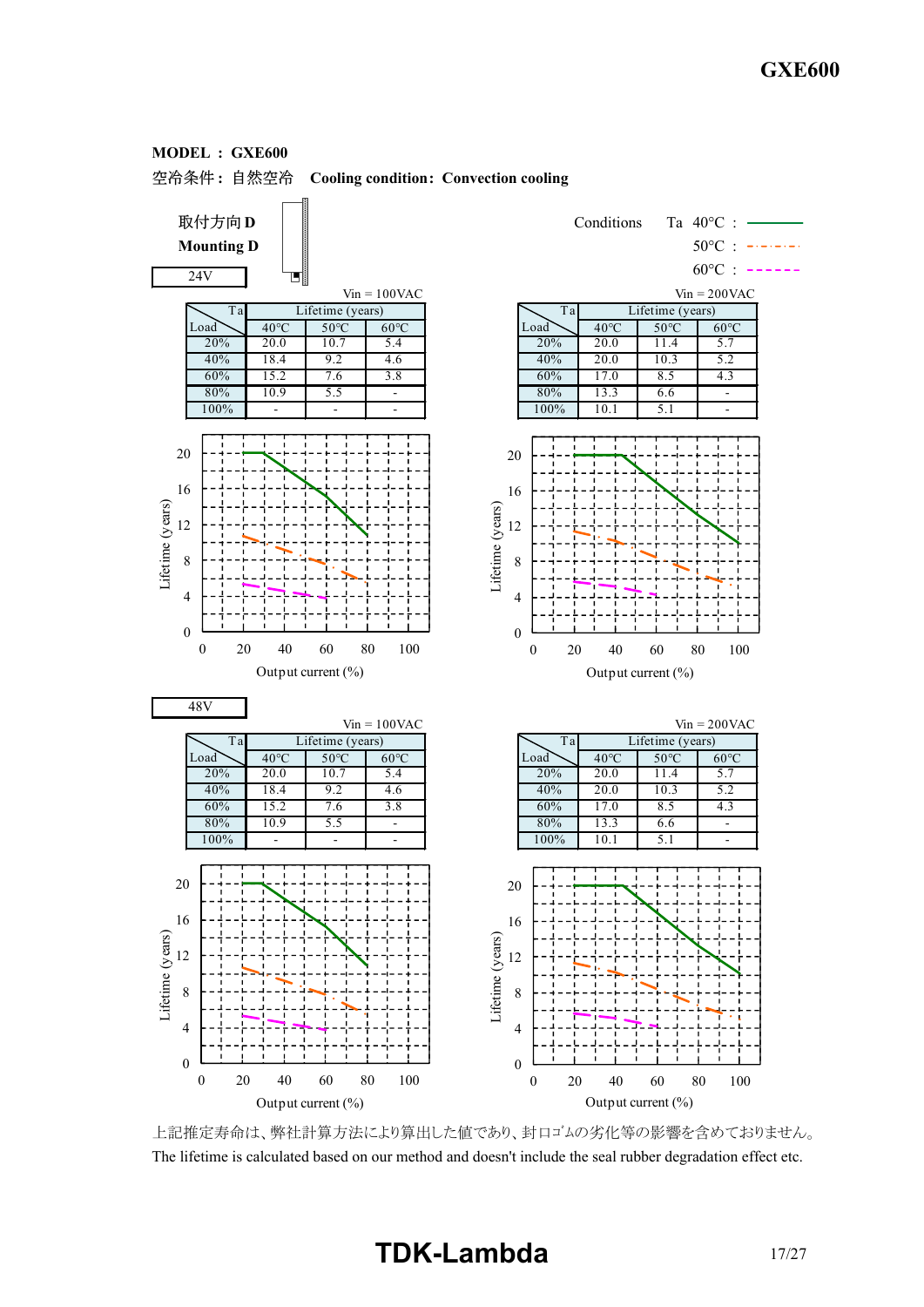**MODEL : GXE600**

空冷条件 : 自然空冷　**Cooling condition: Convection cooling**

取付方向 D
**Mounting D**

Conditions　Ta　40°C : ———
50°C : -·-·-·-
60°C : - - - - -

**24V**

Vin = 100VAC

| Load \ Ta | Lifetime (years) | | |
|---|---|---|---|
| | 40°C | 50°C | 60°C |
| 20% | 20.0 | 10.7 | 5.4 |
| 40% | 18.4 | 9.2 | 4.6 |
| 60% | 15.2 | 7.6 | 3.8 |
| 80% | 10.9 | 5.5 | - |
| 100% | - | - | - |

Vin = 200VAC

| Load \ Ta | Lifetime (years) | | |
|---|---|---|---|
| | 40°C | 50°C | 60°C |
| 20% | 20.0 | 11.4 | 5.7 |
| 40% | 20.0 | 10.3 | 5.2 |
| 60% | 17.0 | 8.5 | 4.3 |
| 80% | 13.3 | 6.6 | - |
| 100% | 10.1 | 5.1 | - |

Lifetime (years) vs. Output current (%)

**48V**

Vin = 100VAC

| Load \ Ta | Lifetime (years) | | |
|---|---|---|---|
| | 40°C | 50°C | 60°C |
| 20% | 20.0 | 10.7 | 5.4 |
| 40% | 18.4 | 9.2 | 4.6 |
| 60% | 15.2 | 7.6 | 3.8 |
| 80% | 10.9 | 5.5 | - |
| 100% | - | - | - |

Vin = 200VAC

| Load \ Ta | Lifetime (years) | | |
|---|---|---|---|
| | 40°C | 50°C | 60°C |
| 20% | 20.0 | 11.4 | 5.7 |
| 40% | 20.0 | 10.3 | 5.2 |
| 60% | 17.0 | 8.5 | 4.3 |
| 80% | 13.3 | 6.6 | - |
| 100% | 10.1 | 5.1 | - |

Lifetime (years) vs. Output current (%)

上記推定寿命は、弊社計算方法により算出した値であり、封口ゴムの劣化等の影響を含めておりません。
The lifetime is calculated based on our method and doesn't include the seal rubber degradation effect etc.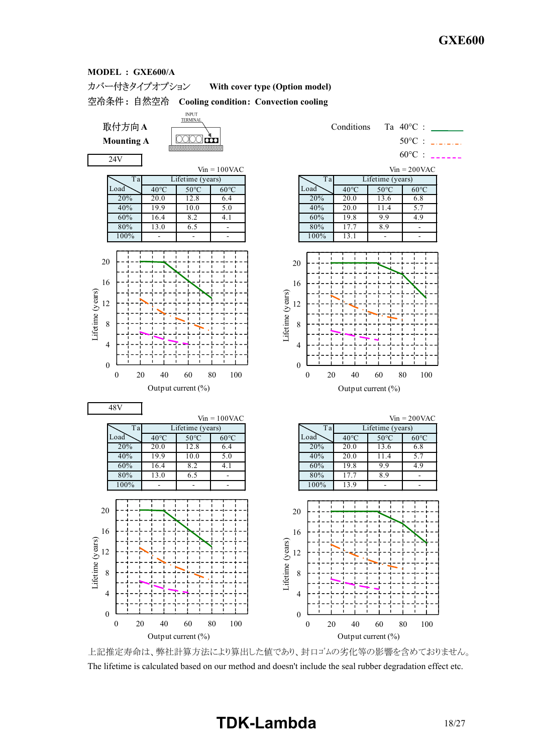**MODEL ： GXE600/A**

カバー付きタイプオプション　　**With cover type (Option model)**

空冷条件： 自然空冷　**Cooling condition: Convection cooling**

取付方向 A
**Mounting A**

INPUT TERMINAL

Conditions　Ta 40°C : ―――　50°C : - · - · -　60°C : - - - - -

**24V**

Vin = 100VAC

| Load \ Ta | Lifetime (years) 40°C | 50°C | 60°C |
|---|---|---|---|
| 20% | 20.0 | 12.8 | 6.4 |
| 40% | 19.9 | 10.0 | 5.0 |
| 60% | 16.4 | 8.2 | 4.1 |
| 80% | 13.0 | 6.5 | - |
| 100% | - | - | - |

Vin = 200VAC

| Load \ Ta | Lifetime (years) 40°C | 50°C | 60°C |
|---|---|---|---|
| 20% | 20.0 | 13.6 | 6.8 |
| 40% | 20.0 | 11.4 | 5.7 |
| 60% | 19.8 | 9.9 | 4.9 |
| 80% | 17.7 | 8.9 | - |
| 100% | 13.1 | - | - |

(Graphs: Lifetime (years) vs Output current (%))

**48V**

Vin = 100VAC

| Load \ Ta | Lifetime (years) 40°C | 50°C | 60°C |
|---|---|---|---|
| 20% | 20.0 | 12.8 | 6.4 |
| 40% | 19.9 | 10.0 | 5.0 |
| 60% | 16.4 | 8.2 | 4.1 |
| 80% | 13.0 | 6.5 | - |
| 100% | - | - | - |

Vin = 200VAC

| Load \ Ta | Lifetime (years) 40°C | 50°C | 60°C |
|---|---|---|---|
| 20% | 20.0 | 13.6 | 6.8 |
| 40% | 20.0 | 11.4 | 5.7 |
| 60% | 19.8 | 9.9 | 4.9 |
| 80% | 17.7 | 8.9 | - |
| 100% | 13.9 | - | - |

(Graphs: Lifetime (years) vs Output current (%))

上記推定寿命は、弊社計算方法により算出した値であり、封口ゴムの劣化等の影響を含めておりません。
The lifetime is calculated based on our method and doesn't include the seal rubber degradation effect etc.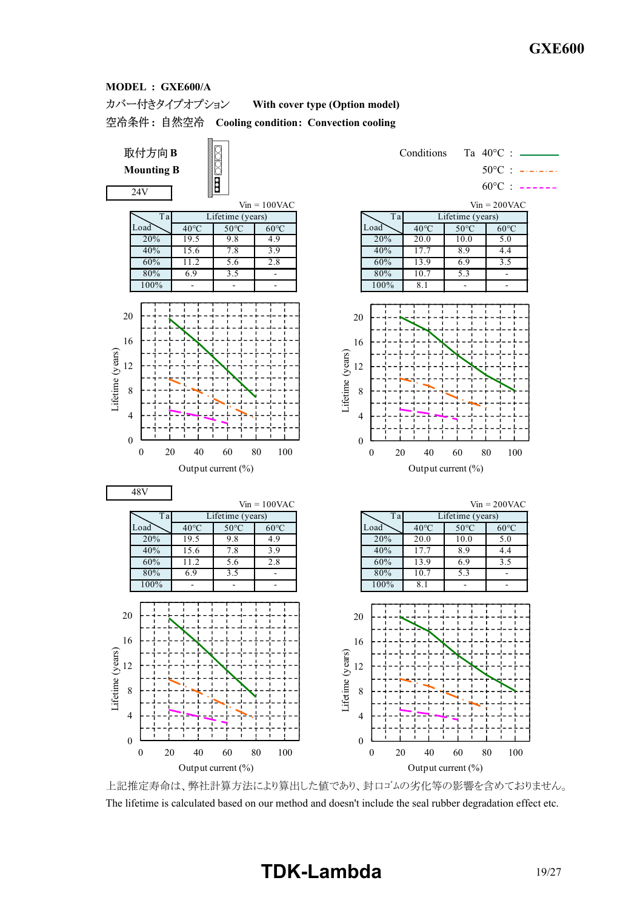**MODEL：GXE600/A**

カバー付きタイプオプション　**With cover type (Option model)**

空冷条件：自然空冷　**Cooling condition: Convection cooling**

取付方向B
**Mounting B**

Conditions　Ta 40°C : ———
50°C : -·-·-·-
60°C : - - - - -

**24V**

Vin = 100VAC

| Load \ Ta | Lifetime (years) | | |
|---|---|---|---|
| | 40°C | 50°C | 60°C |
| 20% | 19.5 | 9.8 | 4.9 |
| 40% | 15.6 | 7.8 | 3.9 |
| 60% | 11.2 | 5.6 | 2.8 |
| 80% | 6.9 | 3.5 | - |
| 100% | - | - | - |

Vin = 200VAC

| Load \ Ta | Lifetime (years) | | |
|---|---|---|---|
| | 40°C | 50°C | 60°C |
| 20% | 20.0 | 10.0 | 5.0 |
| 40% | 17.7 | 8.9 | 4.4 |
| 60% | 13.9 | 6.9 | 3.5 |
| 80% | 10.7 | 5.3 | - |
| 100% | 8.1 | - | - |

Lifetime (years) vs. Output current (%)

**48V**

Vin = 100VAC

| Load \ Ta | Lifetime (years) | | |
|---|---|---|---|
| | 40°C | 50°C | 60°C |
| 20% | 19.5 | 9.8 | 4.9 |
| 40% | 15.6 | 7.8 | 3.9 |
| 60% | 11.2 | 5.6 | 2.8 |
| 80% | 6.9 | 3.5 | - |
| 100% | - | - | - |

Vin = 200VAC

| Load \ Ta | Lifetime (years) | | |
|---|---|---|---|
| | 40°C | 50°C | 60°C |
| 20% | 20.0 | 10.0 | 5.0 |
| 40% | 17.7 | 8.9 | 4.4 |
| 60% | 13.9 | 6.9 | 3.5 |
| 80% | 10.7 | 5.3 | - |
| 100% | 8.1 | - | - |

Lifetime (years) vs. Output current (%)

上記推定寿命は、弊社計算方法により算出した値であり、封口ｺﾞﾑの劣化等の影響を含めておりません。
The lifetime is calculated based on our method and doesn't include the seal rubber degradation effect etc.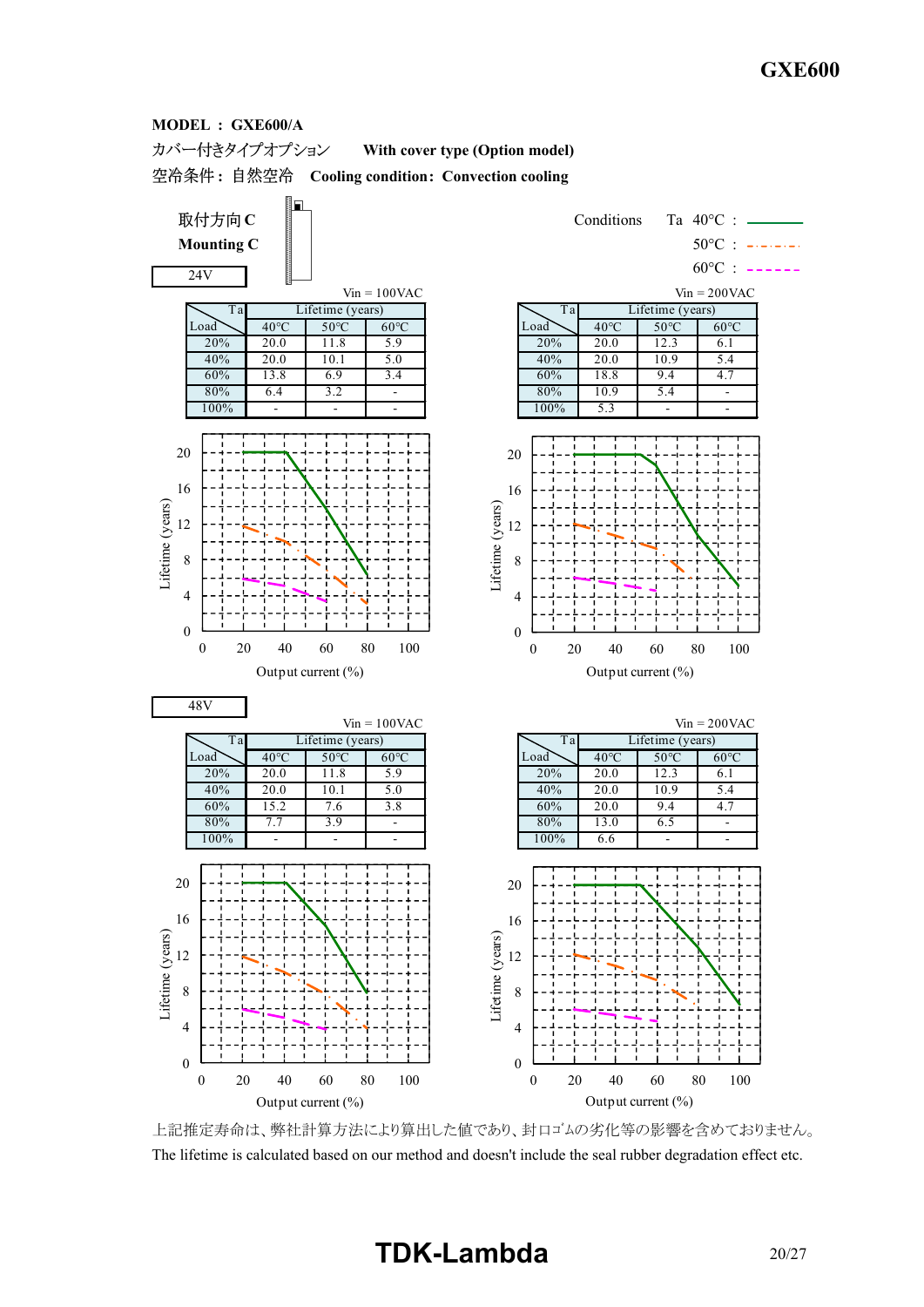**MODEL : GXE600/A**

カバー付きタイプオプション　**With cover type (Option model)**

空冷条件： 自然空冷　**Cooling condition: Convection cooling**

取付方向 C
**Mounting C**

Conditions　Ta　40°C : ———
50°C : -·-·-·-
60°C : - - - - -

**24V**

Vin = 100VAC

| Load \ Ta | Lifetime (years) 40°C | 50°C | 60°C |
|---|---|---|---|
| 20% | 20.0 | 11.8 | 5.9 |
| 40% | 20.0 | 10.1 | 5.0 |
| 60% | 13.8 | 6.9 | 3.4 |
| 80% | 6.4 | 3.2 | - |
| 100% | - | - | - |

Vin = 200VAC

| Load \ Ta | Lifetime (years) 40°C | 50°C | 60°C |
|---|---|---|---|
| 20% | 20.0 | 12.3 | 6.1 |
| 40% | 20.0 | 10.9 | 5.4 |
| 60% | 18.8 | 9.4 | 4.7 |
| 80% | 10.9 | 5.4 | - |
| 100% | 5.3 | - | - |

**48V**

Vin = 100VAC

| Load \ Ta | Lifetime (years) 40°C | 50°C | 60°C |
|---|---|---|---|
| 20% | 20.0 | 11.8 | 5.9 |
| 40% | 20.0 | 10.1 | 5.0 |
| 60% | 15.2 | 7.6 | 3.8 |
| 80% | 7.7 | 3.9 | - |
| 100% | - | - | - |

Vin = 200VAC

| Load \ Ta | Lifetime (years) 40°C | 50°C | 60°C |
|---|---|---|---|
| 20% | 20.0 | 12.3 | 6.1 |
| 40% | 20.0 | 10.9 | 5.4 |
| 60% | 20.0 | 9.4 | 4.7 |
| 80% | 13.0 | 6.5 | - |
| 100% | 6.6 | - | - |

上記推定寿命は、弊社計算方法により算出した値であり、封口ｺﾞﾑの劣化等の影響を含めておりません。
The lifetime is calculated based on our method and doesn't include the seal rubber degradation effect etc.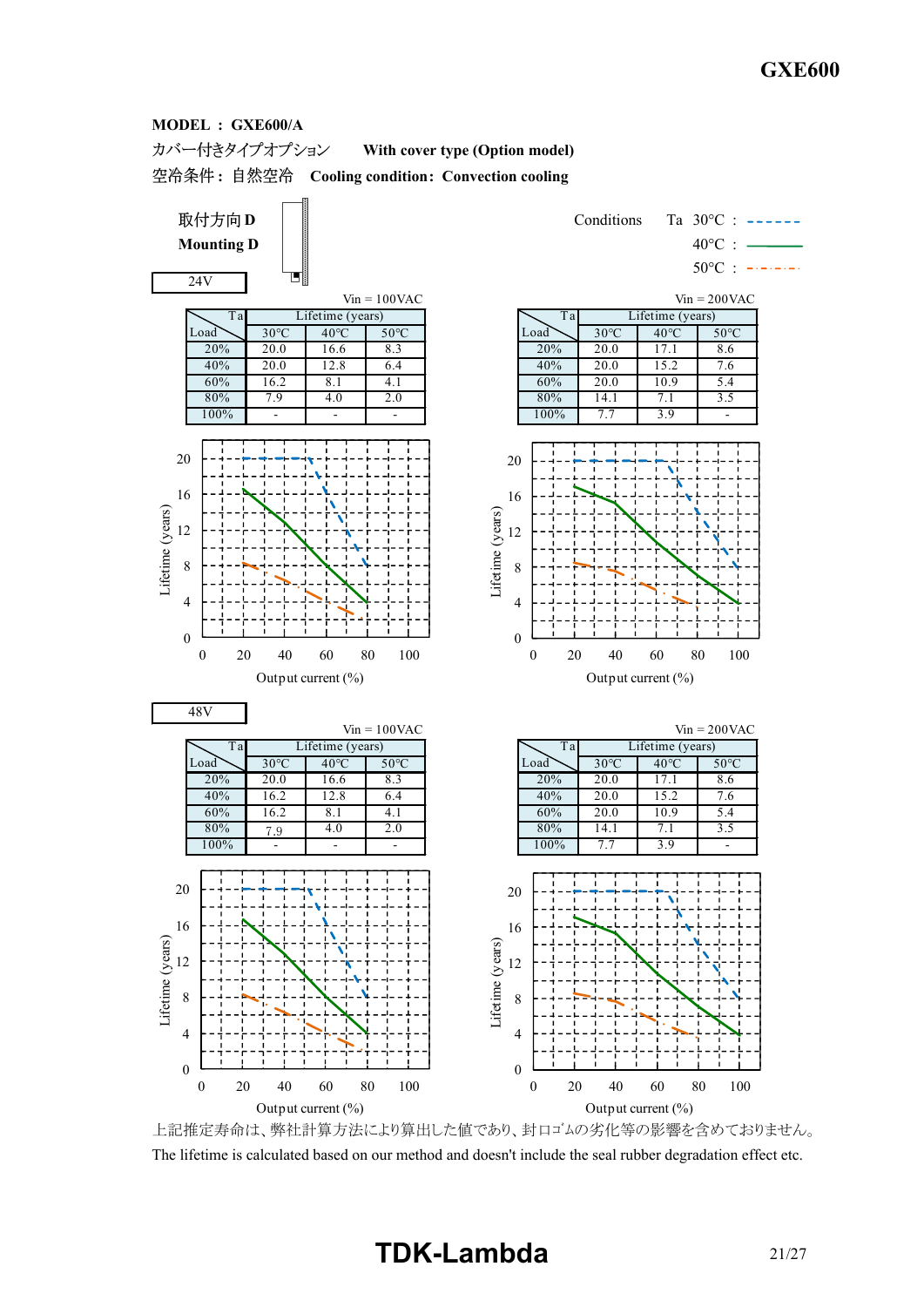**MODEL : GXE600/A**

カバー付きタイプオプション　**With cover type (Option model)**

空冷条件：自然空冷　**Cooling condition: Convection cooling**

取付方向 **D**
**Mounting D**

Conditions　Ta 30°C : - - - - - -
40°C : ———
50°C : -·-·-·-

**24V**

Vin = 100VAC

| Load \ Ta | Lifetime (years) 30°C | 40°C | 50°C |
|---|---|---|---|
| 20% | 20.0 | 16.6 | 8.3 |
| 40% | 20.0 | 12.8 | 6.4 |
| 60% | 16.2 | 8.1 | 4.1 |
| 80% | 7.9 | 4.0 | 2.0 |
| 100% | - | - | - |

Vin = 200VAC

| Load \ Ta | Lifetime (years) 30°C | 40°C | 50°C |
|---|---|---|---|
| 20% | 20.0 | 17.1 | 8.6 |
| 40% | 20.0 | 15.2 | 7.6 |
| 60% | 20.0 | 10.9 | 5.4 |
| 80% | 14.1 | 7.1 | 3.5 |
| 100% | 7.7 | 3.9 | - |

**48V**

Vin = 100VAC

| Load \ Ta | Lifetime (years) 30°C | 40°C | 50°C |
|---|---|---|---|
| 20% | 20.0 | 16.6 | 8.3 |
| 40% | 16.2 | 12.8 | 6.4 |
| 60% | 16.2 | 8.1 | 4.1 |
| 80% | 7.9 | 4.0 | 2.0 |
| 100% | - | - | - |

Vin = 200VAC

| Load \ Ta | Lifetime (years) 30°C | 40°C | 50°C |
|---|---|---|---|
| 20% | 20.0 | 17.1 | 8.6 |
| 40% | 20.0 | 15.2 | 7.6 |
| 60% | 20.0 | 10.9 | 5.4 |
| 80% | 14.1 | 7.1 | 3.5 |
| 100% | 7.7 | 3.9 | - |

上記推定寿命は、弊社計算方法により算出した値であり、封口ｺﾞﾑの劣化等の影響を含めておりません。

The lifetime is calculated based on our method and doesn't include the seal rubber degradation effect etc.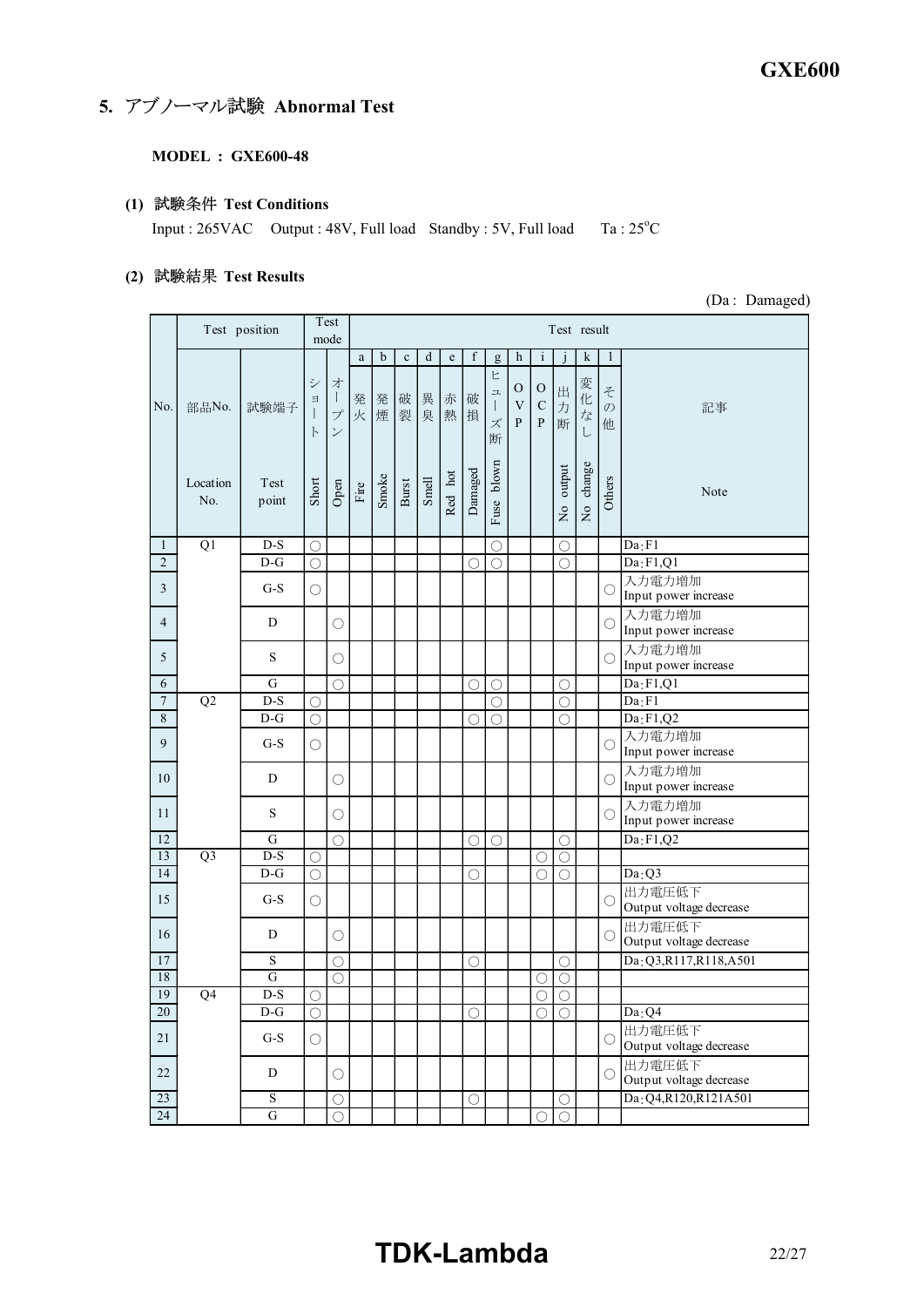## 5. アブノーマル試験 Abnormal Test

**MODEL : GXE600-48**

**(1) 試験条件 Test Conditions**

Input : 265VAC Output : 48V, Full load Standby : 5V, Full load Ta : 25°C

**(2) 試験結果 Test Results**

(Da : Damaged)

| No. | Test position | | Test mode | | Test result | | | | | | | | | | | | |
|---|---|---|---|---|---|---|---|---|---|---|---|---|---|---|---|---|---|
| | 部品No. | 試験端子 | ショート | オープン | a 発火 | b 発煙 | c 破裂 | d 異臭 | e 赤熱 | f 破損 | g ヒューズ断 | h OVP | i OCP | j 出力断 | k 変化なし | l その他 | 記事 |
| | Location No. | Test point | Short | Open | Fire | Smoke | Burst | Smell | Red hot | Damaged | Fuse blown | | | No output | No change | Others | Note |
| 1 | Q1 | D-S | ○ | | | | | | | | ○ | | | ○ | | | Da : F1 |
| 2 | | D-G | ○ | | | | | | | ○ | ○ | | | ○ | | | Da : F1,Q1 |
| 3 | | G-S | ○ | | | | | | | | | | | | | ○ | 入力電力増加<br>Input power increase |
| 4 | | D | | ○ | | | | | | | | | | | | ○ | 入力電力増加<br>Input power increase |
| 5 | | S | | ○ | | | | | | | | | | | | ○ | 入力電力増加<br>Input power increase |
| 6 | | G | | ○ | | | | | | ○ | ○ | | | ○ | | | Da : F1,Q1 |
| 7 | Q2 | D-S | ○ | | | | | | | | ○ | | | ○ | | | Da : F1 |
| 8 | | D-G | ○ | | | | | | | ○ | ○ | | | ○ | | | Da : F1,Q2 |
| 9 | | G-S | ○ | | | | | | | | | | | | | ○ | 入力電力増加<br>Input power increase |
| 10 | | D | | ○ | | | | | | | | | | | | ○ | 入力電力増加<br>Input power increase |
| 11 | | S | | ○ | | | | | | | | | | | | ○ | 入力電力増加<br>Input power increase |
| 12 | | G | | ○ | | | | | | ○ | ○ | | | ○ | | | Da : F1,Q2 |
| 13 | Q3 | D-S | ○ | | | | | | | | | | ○ | ○ | | | |
| 14 | | D-G | ○ | | | | | | | ○ | | | ○ | ○ | | | Da : Q3 |
| 15 | | G-S | ○ | | | | | | | | | | | | | ○ | 出力電圧低下<br>Output voltage decrease |
| 16 | | D | | ○ | | | | | | | | | | | | ○ | 出力電圧低下<br>Output voltage decrease |
| 17 | | S | | ○ | | | | | | ○ | | | | ○ | | | Da : Q3,R117,R118,A501 |
| 18 | | G | | ○ | | | | | | | | | ○ | ○ | | | |
| 19 | Q4 | D-S | ○ | | | | | | | | | | ○ | ○ | | | |
| 20 | | D-G | ○ | | | | | | | ○ | | | ○ | ○ | | | Da : Q4 |
| 21 | | G-S | ○ | | | | | | | | | | | | | ○ | 出力電圧低下<br>Output voltage decrease |
| 22 | | D | | ○ | | | | | | | | | | | | ○ | 出力電圧低下<br>Output voltage decrease |
| 23 | | S | | ○ | | | | | | ○ | | | | ○ | | | Da : Q4,R120,R121A501 |
| 24 | | G | | ○ | | | | | | | | | ○ | ○ | | | |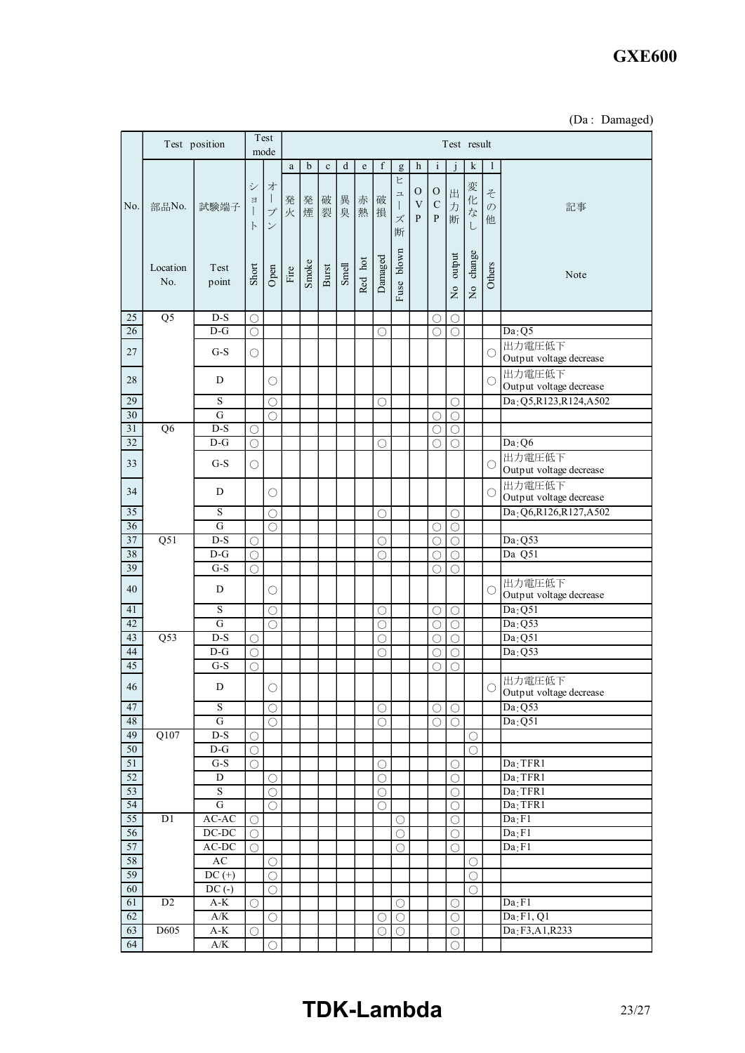(Da : Damaged)

| No. | Test position | | Test mode | | Test result | | | | | | | | | | | | |
|---|---|---|---|---|---|---|---|---|---|---|---|---|---|---|---|---|---|
| | | | | | a | b | c | d | e | f | g | h | i | j | k | l | |
| | 部品No. Location No. | 試験端子 Test point | ショート Short | オープン Open | 発火 Fire | 発煙 Smoke | 破裂 Burst | 異臭 Smell | 赤熱 Red hot | 破損 Damaged | ヒューズ断 Fuse blown | OVP | OCP | 出力断 No output | 変化なし No change | その他 Others | 記事 Note |
| 25 | Q5 | D-S | ○ | | | | | | | | | | ○ | ○ | | | |
| 26 | | D-G | ○ | | | | | | | ○ | | | ○ | ○ | | | Da:Q5 |
| 27 | | G-S | ○ | | | | | | | | | | | | | ○ | 出力電圧低下 Output voltage decrease |
| 28 | | D | | ○ | | | | | | | | | | | | ○ | 出力電圧低下 Output voltage decrease |
| 29 | | S | | ○ | | | | | | ○ | | | | ○ | | | Da:Q5,R123,R124,A502 |
| 30 | | G | | ○ | | | | | | | | | ○ | ○ | | | |
| 31 | Q6 | D-S | ○ | | | | | | | | | | ○ | ○ | | | |
| 32 | | D-G | ○ | | | | | | | ○ | | | ○ | ○ | | | Da:Q6 |
| 33 | | G-S | ○ | | | | | | | | | | | | | ○ | 出力電圧低下 Output voltage decrease |
| 34 | | D | | ○ | | | | | | | | | | | | ○ | 出力電圧低下 Output voltage decrease |
| 35 | | S | | ○ | | | | | | ○ | | | | ○ | | | Da:Q6,R126,R127,A502 |
| 36 | | G | | ○ | | | | | | | | | ○ | ○ | | | |
| 37 | Q51 | D-S | ○ | | | | | | | ○ | | | ○ | ○ | | | Da:Q53 |
| 38 | | D-G | ○ | | | | | | | ○ | | | ○ | ○ | | | Da Q51 |
| 39 | | G-S | ○ | | | | | | | | | | ○ | ○ | | | |
| 40 | | D | | ○ | | | | | | | | | | | | ○ | 出力電圧低下 Output voltage decrease |
| 41 | | S | | ○ | | | | | | ○ | | | ○ | ○ | | | Da:Q51 |
| 42 | | G | | ○ | | | | | | ○ | | | ○ | ○ | | | Da:Q53 |
| 43 | Q53 | D-S | ○ | | | | | | | ○ | | | ○ | ○ | | | Da:Q51 |
| 44 | | D-G | ○ | | | | | | | ○ | | | ○ | ○ | | | Da:Q53 |
| 45 | | G-S | ○ | | | | | | | | | | ○ | ○ | | | |
| 46 | | D | | ○ | | | | | | | | | | | | ○ | 出力電圧低下 Output voltage decrease |
| 47 | | S | | ○ | | | | | | ○ | | | ○ | ○ | | | Da:Q53 |
| 48 | | G | | ○ | | | | | | ○ | | | ○ | ○ | | | Da:Q51 |
| 49 | Q107 | D-S | ○ | | | | | | | | | | | | ○ | | |
| 50 | | D-G | ○ | | | | | | | | | | | | ○ | | |
| 51 | | G-S | ○ | | | | | | | ○ | | | | ○ | | | Da:TFR1 |
| 52 | | D | | ○ | | | | | | ○ | | | | ○ | | | Da:TFR1 |
| 53 | | S | | ○ | | | | | | ○ | | | | ○ | | | Da:TFR1 |
| 54 | | G | | ○ | | | | | | ○ | | | | ○ | | | Da:TFR1 |
| 55 | D1 | AC-AC | ○ | | | | | | | | ○ | | | ○ | | | Da:F1 |
| 56 | | DC-DC | ○ | | | | | | | | ○ | | | ○ | | | Da:F1 |
| 57 | | AC-DC | ○ | | | | | | | | ○ | | | ○ | | | Da:F1 |
| 58 | | AC | | ○ | | | | | | | | | | | ○ | | |
| 59 | | DC (+) | | ○ | | | | | | | | | | | ○ | | |
| 60 | | DC (-) | | ○ | | | | | | | | | | | ○ | | |
| 61 | D2 | A-K | ○ | | | | | | | | ○ | | | ○ | | | Da:F1 |
| 62 | | A/K | | ○ | | | | | | ○ | ○ | | | ○ | | | Da:F1, Q1 |
| 63 | D605 | A-K | ○ | | | | | | | ○ | ○ | | | ○ | | | Da:F3,A1,R233 |
| 64 | | A/K | | ○ | | | | | | | | | | ○ | | | |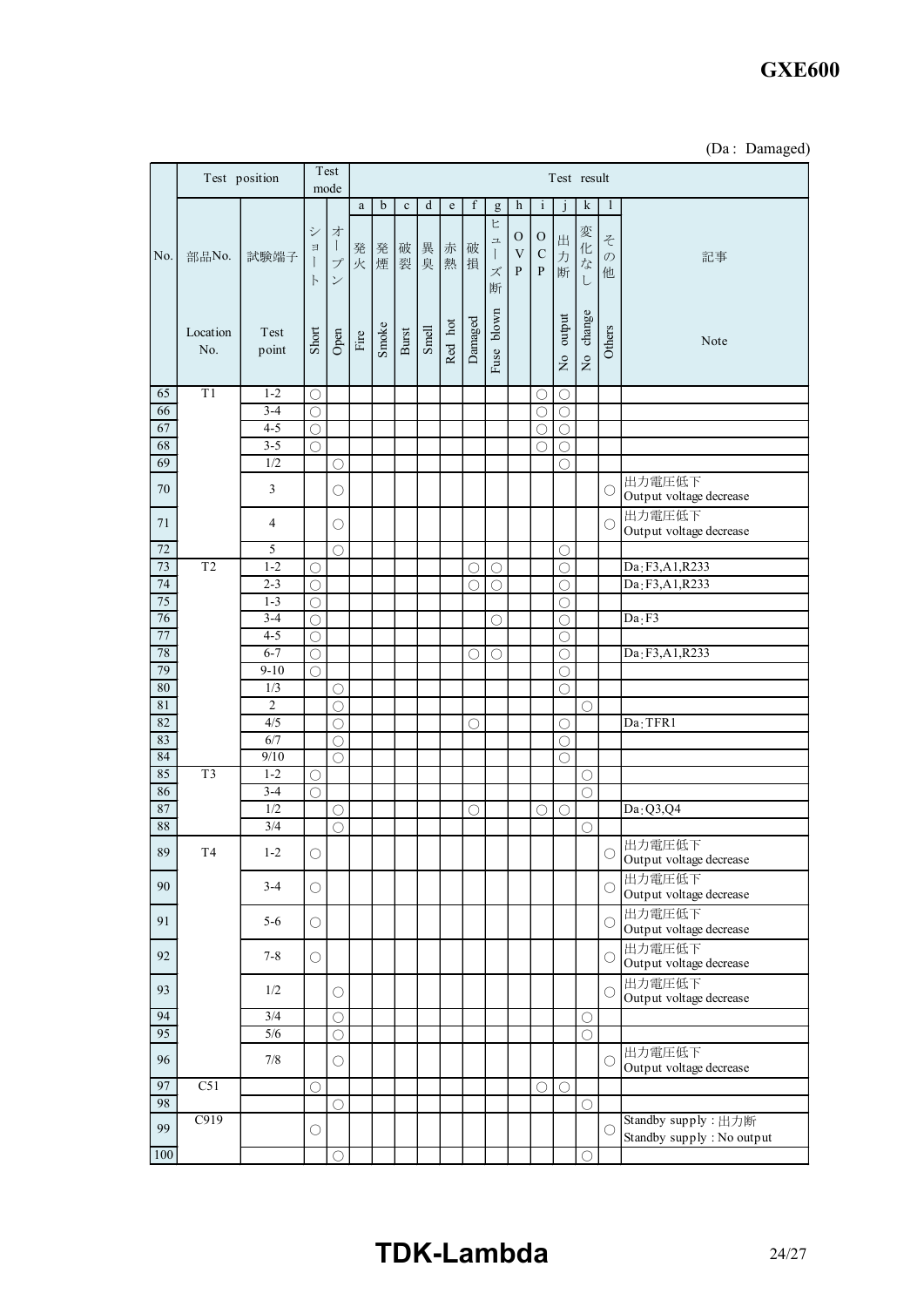(Da : Damaged)

| No. | Test position | | Test mode | | Test result | | | | | | | | | | | | |
|---|---|---|---|---|---|---|---|---|---|---|---|---|---|---|---|---|---|
| | | | | | a | b | c | d | e | f | g | h | i | j | k | l | |
| | 部品No. | 試験端子 | ショート | オープン | 発火 | 発煙 | 破裂 | 異臭 | 赤熱 | 破損 | ヒューズ断 | OVP | OCP | 出力断 | 変化なし | その他 | 記事 |
| | Location No. | Test point | Short | Open | Fire | Smoke | Burst | Smell | Red hot | Damaged | Fuse blown | | | No output | No change | Others | Note |
| 65 | T1 | 1-2 | ○ | | | | | | | | | | ○ | ○ | | | |
| 66 | | 3-4 | ○ | | | | | | | | | | ○ | ○ | | | |
| 67 | | 4-5 | ○ | | | | | | | | | | ○ | ○ | | | |
| 68 | | 3-5 | ○ | | | | | | | | | | ○ | ○ | | | |
| 69 | | 1/2 | | ○ | | | | | | | | | | ○ | | | |
| 70 | | 3 | | ○ | | | | | | | | | | | | ○ | 出力電圧低下 Output voltage decrease |
| 71 | | 4 | | ○ | | | | | | | | | | | | ○ | 出力電圧低下 Output voltage decrease |
| 72 | | 5 | | ○ | | | | | | | | | | ○ | | | |
| 73 | T2 | 1-2 | ○ | | | | | | | ○ | ○ | | | ○ | | | Da:F3,A1,R233 |
| 74 | | 2-3 | ○ | | | | | | | ○ | ○ | | | ○ | | | Da:F3,A1,R233 |
| 75 | | 1-3 | ○ | | | | | | | | | | | ○ | | | |
| 76 | | 3-4 | ○ | | | | | | | | ○ | | | ○ | | | Da:F3 |
| 77 | | 4-5 | ○ | | | | | | | | | | | ○ | | | |
| 78 | | 6-7 | ○ | | | | | | | ○ | ○ | | | ○ | | | Da:F3,A1,R233 |
| 79 | | 9-10 | ○ | | | | | | | | | | | ○ | | | |
| 80 | | 1/3 | | ○ | | | | | | | | | | ○ | | | |
| 81 | | 2 | | ○ | | | | | | | | | | | ○ | | |
| 82 | | 4/5 | | ○ | | | | | | ○ | | | | ○ | | | Da:TFR1 |
| 83 | | 6/7 | | ○ | | | | | | | | | | ○ | | | |
| 84 | | 9/10 | | ○ | | | | | | | | | | ○ | | | |
| 85 | T3 | 1-2 | ○ | | | | | | | | | | | | ○ | | |
| 86 | | 3-4 | ○ | | | | | | | | | | | | ○ | | |
| 87 | | 1/2 | | ○ | | | | | | ○ | | | ○ | ○ | | | Da:Q3,Q4 |
| 88 | | 3/4 | | ○ | | | | | | | | | | | ○ | | |
| 89 | T4 | 1-2 | ○ | | | | | | | | | | | | | ○ | 出力電圧低下 Output voltage decrease |
| 90 | | 3-4 | ○ | | | | | | | | | | | | | ○ | 出力電圧低下 Output voltage decrease |
| 91 | | 5-6 | ○ | | | | | | | | | | | | | ○ | 出力電圧低下 Output voltage decrease |
| 92 | | 7-8 | ○ | | | | | | | | | | | | | ○ | 出力電圧低下 Output voltage decrease |
| 93 | | 1/2 | | ○ | | | | | | | | | | | | ○ | 出力電圧低下 Output voltage decrease |
| 94 | | 3/4 | | ○ | | | | | | | | | | | ○ | | |
| 95 | | 5/6 | | ○ | | | | | | | | | | | ○ | | |
| 96 | | 7/8 | | ○ | | | | | | | | | | | | ○ | 出力電圧低下 Output voltage decrease |
| 97 | C51 | | ○ | | | | | | | | | | ○ | ○ | | | |
| 98 | | | | ○ | | | | | | | | | | | ○ | | |
| 99 | C919 | | ○ | | | | | | | | | | | | | ○ | Standby supply : 出力断 Standby supply : No output |
| 100 | | | | ○ | | | | | | | | | | | ○ | | |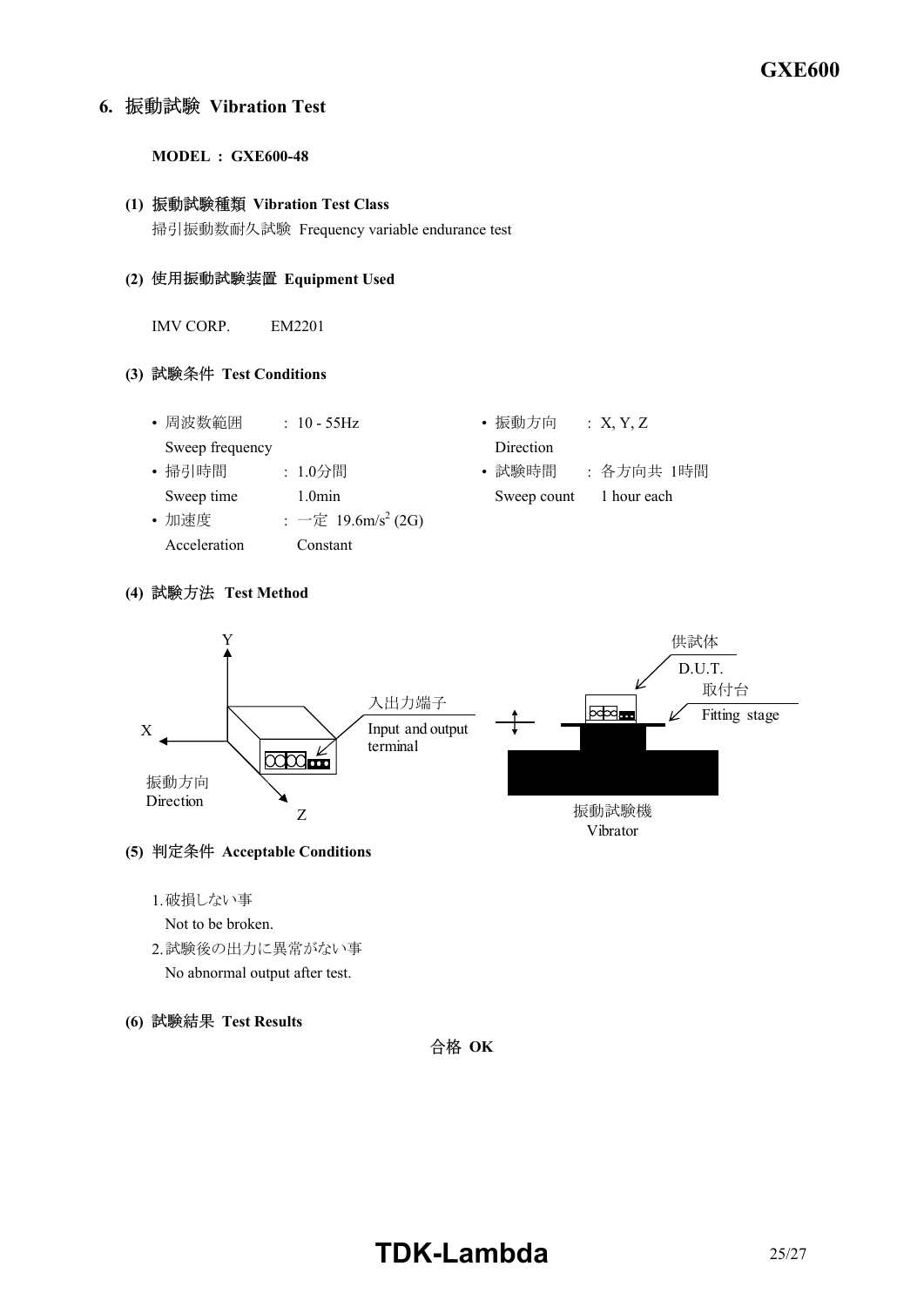## 6. 振動試験 Vibration Test

**MODEL : GXE600-48**

**(1) 振動試験種類 Vibration Test Class**

掃引振動数耐久試験 Frequency variable endurance test

**(2) 使用振動試験装置 Equipment Used**

IMV CORP. EM2201

**(3) 試験条件 Test Conditions**

- 周波数範囲 Sweep frequency : 10 - 55Hz
- 掃引時間 Sweep time : 1.0分間 1.0min
- 加速度 Acceleration : 一定 Constant $19.6m/s^2$ (2G)
- 振動方向 Direction : X, Y, Z
- 試験時間 Sweep count : 各方向共 1時間 1 hour each

**(4) 試験方法 Test Method**

Y

X

振動方向 Direction

Z

入出力端子 Input and output terminal

供試体 D.U.T.

取付台 Fitting stage

振動試験機 Vibrator

**(5) 判定条件 Acceptable Conditions**

1. 破損しない事
   Not to be broken.
2. 試験後の出力に異常がない事
   No abnormal output after test.

**(6) 試験結果 Test Results**

合格 **OK**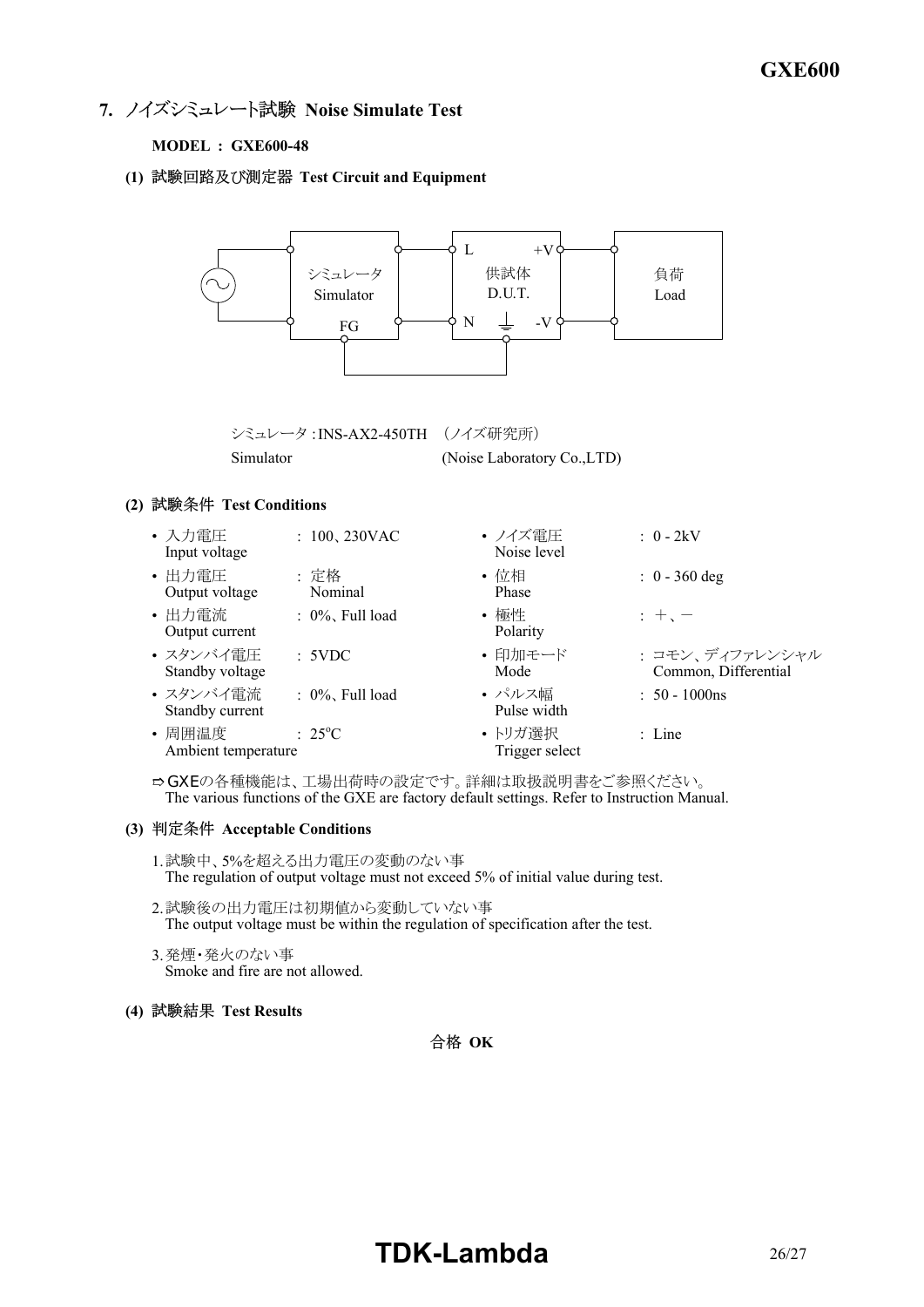## 7. ノイズシミュレート試験 Noise Simulate Test

**MODEL : GXE600-48**

**(1) 試験回路及び測定器 Test Circuit and Equipment**

シミュレータ : INS-AX2-450TH （ノイズ研究所）
Simulator (Noise Laboratory Co.,LTD)

**(2) 試験条件 Test Conditions**

| | | | |
|---|---|---|---|
| • 入力電圧 Input voltage | : 100、230VAC | • ノイズ電圧 Noise level | : 0 - 2kV |
| • 出力電圧 Output voltage | : 定格 Nominal | • 位相 Phase | : 0 - 360 deg |
| • 出力電流 Output current | : 0%、Full load | • 極性 Polarity | : ＋、－ |
| • スタンバイ電圧 Standby voltage | : 5VDC | • 印加モード Mode | : コモン、ディファレンシャル Common, Differential |
| • スタンバイ電流 Standby current | : 0%、Full load | • パルス幅 Pulse width | : 50 - 1000ns |
| • 周囲温度 Ambient temperature | : 25°C | • トリガ選択 Trigger select | : Line |

⇨GXEの各種機能は、工場出荷時の設定です。詳細は取扱説明書をご参照ください。
The various functions of the GXE are factory default settings. Refer to Instruction Manual.

**(3) 判定条件 Acceptable Conditions**

1. 試験中、5%を超える出力電圧の変動のない事
   The regulation of output voltage must not exceed 5% of initial value during test.
2. 試験後の出力電圧は初期値から変動していない事
   The output voltage must be within the regulation of specification after the test.
3. 発煙・発火のない事
   Smoke and fire are not allowed.

**(4) 試験結果 Test Results**

合格 **OK**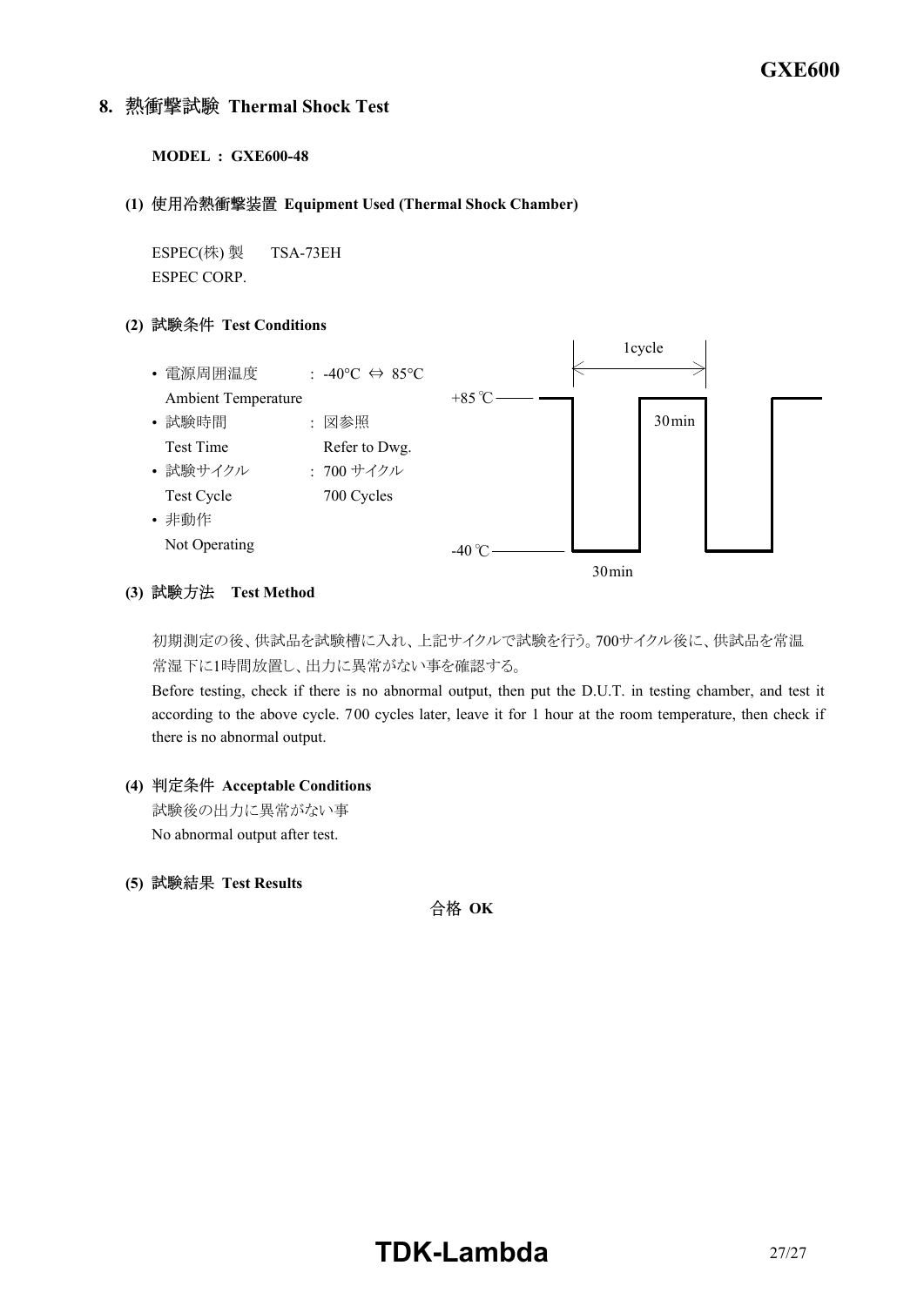## 8. 熱衝撃試験 Thermal Shock Test

**MODEL : GXE600-48**

**(1) 使用冷熱衝撃装置 Equipment Used (Thermal Shock Chamber)**

ESPEC(株) 製　TSA-73EH
ESPEC CORP.

**(2) 試験条件 Test Conditions**

- 電源周囲温度 : -40°C ⇔ 85°C
  Ambient Temperature
- 試験時間 : 図参照
  Test Time Refer to Dwg.
- 試験サイクル : 700 サイクル
  Test Cycle 700 Cycles
- 非動作
  Not Operating

1cycle
+85℃
30min
-40℃
30min

**(3) 試験方法 Test Method**

初期測定の後、供試品を試験槽に入れ、上記サイクルで試験を行う。700サイクル後に、供試品を常温常湿下に1時間放置し、出力に異常がない事を確認する。

Before testing, check if there is no abnormal output, then put the D.U.T. in testing chamber, and test it according to the above cycle. 700 cycles later, leave it for 1 hour at the room temperature, then check if there is no abnormal output.

**(4) 判定条件 Acceptable Conditions**

試験後の出力に異常がない事
No abnormal output after test.

**(5) 試験結果 Test Results**

合格 **OK**